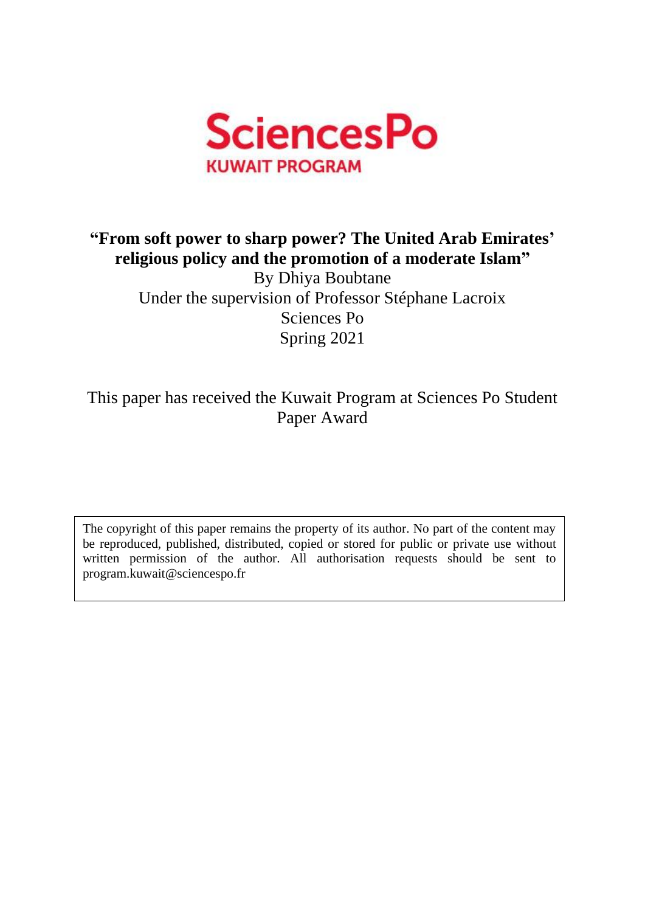SciencesPo

KUWAIT PROGRAM

# "From soft power to sharp power? The United Arab Emirates' religious policy and the promotion of a moderate Islam"

By Dhiya Boubtane

Under the supervision of Professor Stéphane Lacroix

Sciences Po

Spring 2021

This paper has received the Kuwait Program at Sciences Po Student Paper Award

The copyright of this paper remains the property of its author. No part of the content may be reproduced, published, distributed, copied or stored for public or private use without written permission of the author. All authorisation requests should be sent to program.kuwait@sciencespo.fr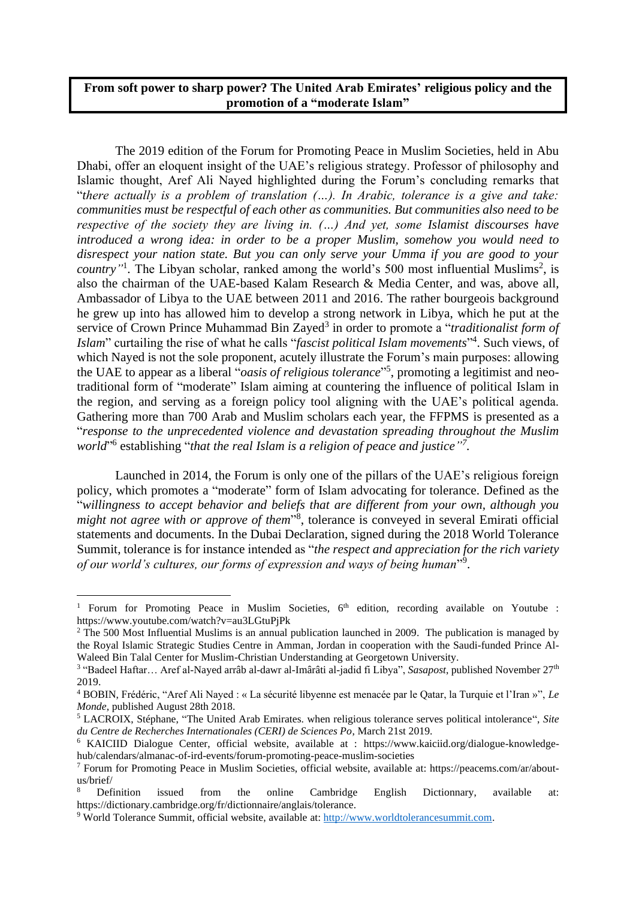**From soft power to sharp power? The United Arab Emirates' religious policy and the promotion of a "moderate Islam"**

The 2019 edition of the Forum for Promoting Peace in Muslim Societies, held in Abu Dhabi, offer an eloquent insight of the UAE's religious strategy. Professor of philosophy and Islamic thought, Aref Ali Nayed highlighted during the Forum's concluding remarks that "*there actually is a problem of translation (…). In Arabic, tolerance is a give and take: communities must be respectful of each other as communities. But communities also need to be respective of the society they are living in. (…) And yet, some Islamist discourses have introduced a wrong idea: in order to be a proper Muslim, somehow you would need to disrespect your nation state. But you can only serve your Umma if you are good to your country"*[1]. The Libyan scholar, ranked among the world's 500 most influential Muslims[2], is also the chairman of the UAE-based Kalam Research & Media Center, and was, above all, Ambassador of Libya to the UAE between 2011 and 2016. The rather bourgeois background he grew up into has allowed him to develop a strong network in Libya, which he put at the service of Crown Prince Muhammad Bin Zayed[3] in order to promote a "*traditionalist form of Islam*" curtailing the rise of what he calls "*fascist political Islam movements*"[4]. Such views, of which Nayed is not the sole proponent, acutely illustrate the Forum's main purposes: allowing the UAE to appear as a liberal "*oasis of religious tolerance*"[5], promoting a legitimist and neo-traditional form of "moderate" Islam aiming at countering the influence of political Islam in the region, and serving as a foreign policy tool aligning with the UAE's political agenda. Gathering more than 700 Arab and Muslim scholars each year, the FFPMS is presented as a "*response to the unprecedented violence and devastation spreading throughout the Muslim world*"[6] establishing "*that the real Islam is a religion of peace and justice"*[7].

Launched in 2014, the Forum is only one of the pillars of the UAE's religious foreign policy, which promotes a "moderate" form of Islam advocating for tolerance. Defined as the "*willingness to accept behavior and beliefs that are different from your own, although you might not agree with or approve of them*"[8], tolerance is conveyed in several Emirati official statements and documents. In the Dubai Declaration, signed during the 2018 World Tolerance Summit, tolerance is for instance intended as "*the respect and appreciation for the rich variety of our world's cultures, our forms of expression and ways of being human*"[9].

---

[1] Forum for Promoting Peace in Muslim Societies, 6th edition, recording available on Youtube : https://www.youtube.com/watch?v=au3LGtuPjPk

[2] The 500 Most Influential Muslims is an annual publication launched in 2009. The publication is managed by the Royal Islamic Strategic Studies Centre in Amman, Jordan in cooperation with the Saudi-funded Prince Al-Waleed Bin Talal Center for Muslim-Christian Understanding at Georgetown University.

[3] "Badeel Haftar… Aref al-Nayed arrâb al-dawr al-Imârâti al-jadid fi Libya", *Sasapost*, published November 27th 2019.

[4] BOBIN, Frédéric, "Aref Ali Nayed : « La sécurité libyenne est menacée par le Qatar, la Turquie et l'Iran »", *Le Monde*, published August 28th 2018.

[5] LACROIX, Stéphane, "The United Arab Emirates. when religious tolerance serves political intolerance", *Site du Centre de Recherches Internationales (CERI) de Sciences Po*, March 21st 2019.

[6] KAICIID Dialogue Center, official website, available at : https://www.kaiciid.org/dialogue-knowledge-hub/calendars/almanac-of-ird-events/forum-promoting-peace-muslim-societies

[7] Forum for Promoting Peace in Muslim Societies, official website, available at: https://peacems.com/ar/about-us/brief/

[8] Definition issued from the online Cambridge English Dictionnary, available at: https://dictionary.cambridge.org/fr/dictionnaire/anglais/tolerance.

[9] World Tolerance Summit, official website, available at: http://www.worldtolerancesummit.com.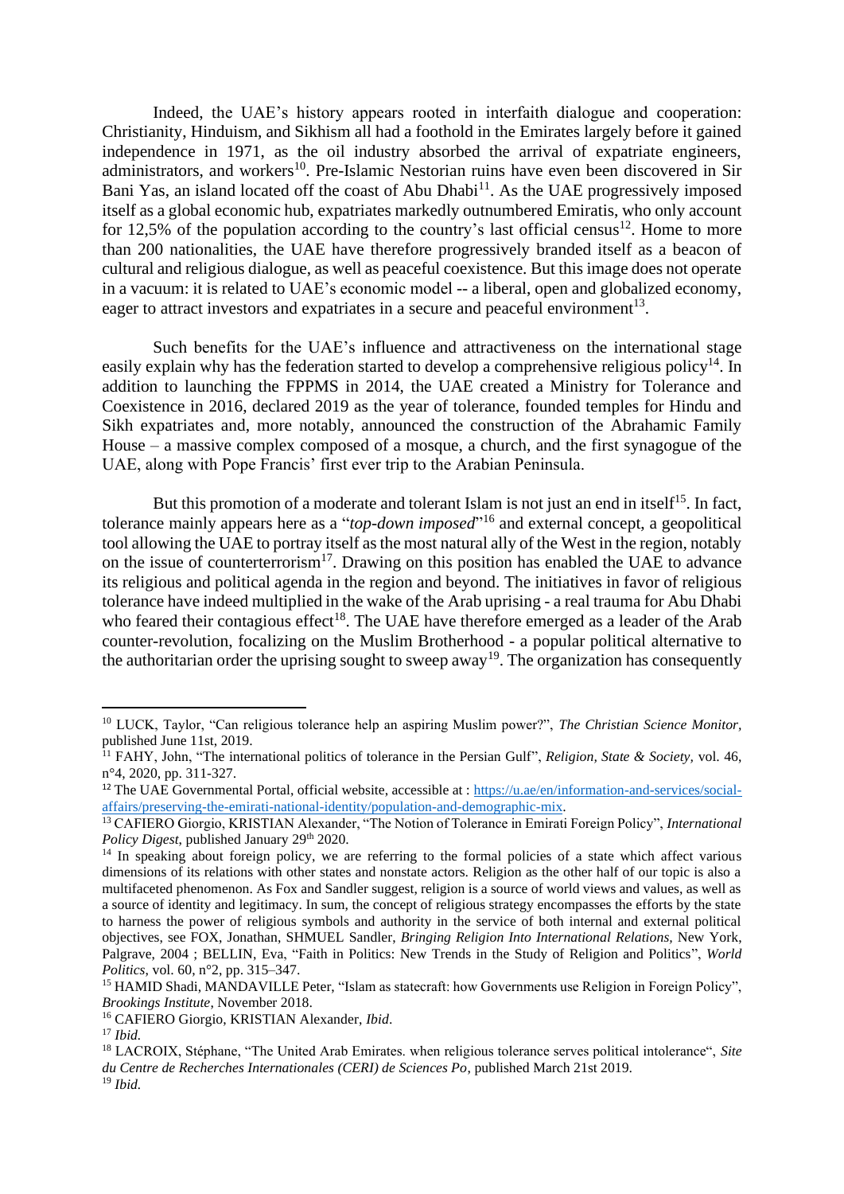Indeed, the UAE's history appears rooted in interfaith dialogue and cooperation: Christianity, Hinduism, and Sikhism all had a foothold in the Emirates largely before it gained independence in 1971, as the oil industry absorbed the arrival of expatriate engineers, administrators, and workers[10]. Pre-Islamic Nestorian ruins have even been discovered in Sir Bani Yas, an island located off the coast of Abu Dhabi[11]. As the UAE progressively imposed itself as a global economic hub, expatriates markedly outnumbered Emiratis, who only account for 12,5% of the population according to the country's last official census[12]. Home to more than 200 nationalities, the UAE have therefore progressively branded itself as a beacon of cultural and religious dialogue, as well as peaceful coexistence. But this image does not operate in a vacuum: it is related to UAE's economic model -- a liberal, open and globalized economy, eager to attract investors and expatriates in a secure and peaceful environment[13].

Such benefits for the UAE's influence and attractiveness on the international stage easily explain why has the federation started to develop a comprehensive religious policy[14]. In addition to launching the FPPMS in 2014, the UAE created a Ministry for Tolerance and Coexistence in 2016, declared 2019 as the year of tolerance, founded temples for Hindu and Sikh expatriates and, more notably, announced the construction of the Abrahamic Family House – a massive complex composed of a mosque, a church, and the first synagogue of the UAE, along with Pope Francis' first ever trip to the Arabian Peninsula.

But this promotion of a moderate and tolerant Islam is not just an end in itself[15]. In fact, tolerance mainly appears here as a "*top-down imposed*"[16] and external concept, a geopolitical tool allowing the UAE to portray itself as the most natural ally of the West in the region, notably on the issue of counterterrorism[17]. Drawing on this position has enabled the UAE to advance its religious and political agenda in the region and beyond. The initiatives in favor of religious tolerance have indeed multiplied in the wake of the Arab uprising - a real trauma for Abu Dhabi who feared their contagious effect[18]. The UAE have therefore emerged as a leader of the Arab counter-revolution, focalizing on the Muslim Brotherhood - a popular political alternative to the authoritarian order the uprising sought to sweep away[19]. The organization has consequently

---

[10] LUCK, Taylor, "Can religious tolerance help an aspiring Muslim power?", *The Christian Science Monitor,* published June 11st, 2019.

[11] FAHY, John, "The international politics of tolerance in the Persian Gulf", *Religion, State & Society,* vol. 46, n°4, 2020, pp. 311-327.

[12] The UAE Governmental Portal, official website, accessible at : https://u.ae/en/information-and-services/social-affairs/preserving-the-emirati-national-identity/population-and-demographic-mix.

[13] CAFIERO Giorgio, KRISTIAN Alexander, "The Notion of Tolerance in Emirati Foreign Policy", *International Policy Digest,* published January 29th 2020.

[14] In speaking about foreign policy, we are referring to the formal policies of a state which affect various dimensions of its relations with other states and nonstate actors. Religion as the other half of our topic is also a multifaceted phenomenon. As Fox and Sandler suggest, religion is a source of world views and values, as well as a source of identity and legitimacy. In sum, the concept of religious strategy encompasses the efforts by the state to harness the power of religious symbols and authority in the service of both internal and external political objectives, see FOX, Jonathan, SHMUEL Sandler, *Bringing Religion Into International Relations,* New York, Palgrave, 2004 ; BELLIN, Eva, "Faith in Politics: New Trends in the Study of Religion and Politics", *World Politics,* vol. 60, n°2, pp. 315–347.

[15] HAMID Shadi, MANDAVILLE Peter, "Islam as statecraft: how Governments use Religion in Foreign Policy", *Brookings Institute,* November 2018.

[16] CAFIERO Giorgio, KRISTIAN Alexander, *Ibid.*

[17] *Ibid.*

[18] LACROIX, Stéphane, "The United Arab Emirates. when religious tolerance serves political intolerance", *Site du Centre de Recherches Internationales (CERI) de Sciences Po,* published March 21st 2019.

[19] *Ibid.*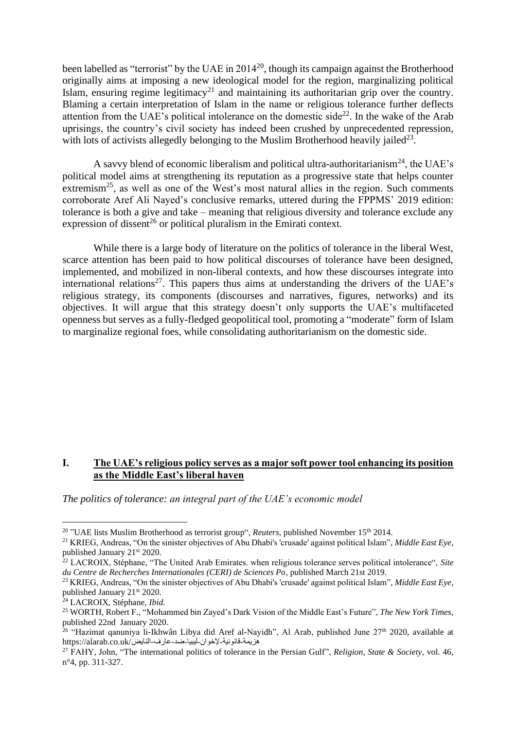been labelled as "terrorist" by the UAE in 2014[20], though its campaign against the Brotherhood originally aims at imposing a new ideological model for the region, marginalizing political Islam, ensuring regime legitimacy[21] and maintaining its authoritarian grip over the country. Blaming a certain interpretation of Islam in the name or religious tolerance further deflects attention from the UAE's political intolerance on the domestic side[22]. In the wake of the Arab uprisings, the country's civil society has indeed been crushed by unprecedented repression, with lots of activists allegedly belonging to the Muslim Brotherhood heavily jailed[23].

A savvy blend of economic liberalism and political ultra-authoritarianism[24], the UAE's political model aims at strengthening its reputation as a progressive state that helps counter extremism[25], as well as one of the West's most natural allies in the region. Such comments corroborate Aref Ali Nayed's conclusive remarks, uttered during the FPPMS' 2019 edition: tolerance is both a give and take – meaning that religious diversity and tolerance exclude any expression of dissent[26] or political pluralism in the Emirati context.

While there is a large body of literature on the politics of tolerance in the liberal West, scarce attention has been paid to how political discourses of tolerance have been designed, implemented, and mobilized in non-liberal contexts, and how these discourses integrate into international relations[27]. This papers thus aims at understanding the drivers of the UAE's religious strategy, its components (discourses and narratives, figures, networks) and its objectives. It will argue that this strategy doesn't only supports the UAE's multifaceted openness but serves as a fully-fledged geopolitical tool, promoting a "moderate" form of Islam to marginalize regional foes, while consolidating authoritarianism on the domestic side.

## I. The UAE's religious policy serves as a major soft power tool enhancing its position as the Middle East's liberal haven

*The politics of tolerance: an integral part of the UAE's economic model*

---

[20] "UAE lists Muslim Brotherhood as terrorist group", *Reuters,* published November 15th 2014.

[21] KRIEG, Andreas, "On the sinister objectives of Abu Dhabi's 'crusade' against political Islam", *Middle East Eye*, published January 21st 2020.

[22] LACROIX, Stéphane, "The United Arab Emirates. when religious tolerance serves political intolerance", *Site du Centre de Recherches Internationales (CERI) de Sciences Po,* published March 21st 2019.

[23] KRIEG, Andreas, "On the sinister objectives of Abu Dhabi's 'crusade' against political Islam", *Middle East Eye*, published January 21st 2020.

[24] LACROIX, Stéphane, *Ibid.*

[25] WORTH, Robert F., "Mohammed bin Zayed's Dark Vision of the Middle East's Future", *The New York Times*, published 22nd January 2020.

[26] "Hazimat qanuniya li-Ikhwân Libya did Aref al-Nayidh", Al Arab, published June 27th 2020, available at https://alarab.co.uk/هزيمة-قانونية-لإخوان-ليبيا-ضد-عارف-النايض

[27] FAHY, John, "The international politics of tolerance in the Persian Gulf", *Religion, State & Society,* vol. 46, n°4, pp. 311-327.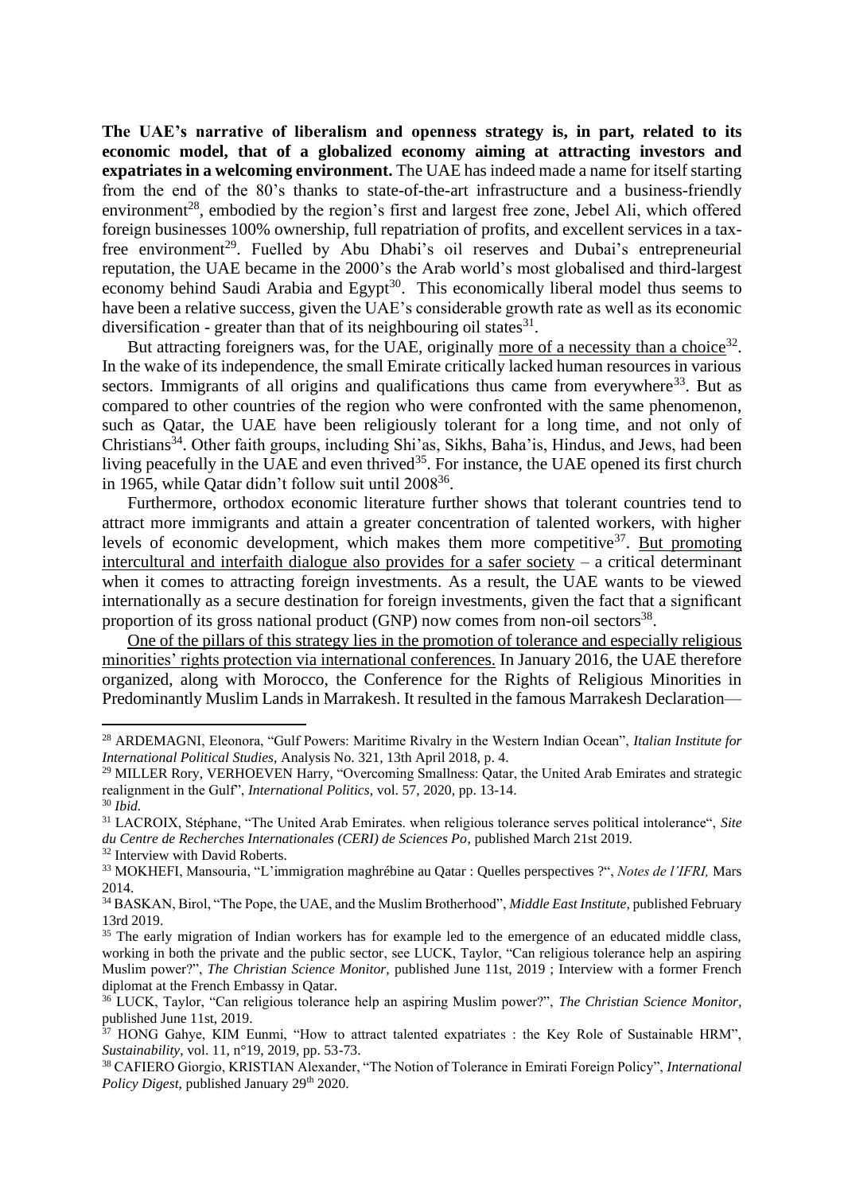**The UAE's narrative of liberalism and openness strategy is, in part, related to its economic model, that of a globalized economy aiming at attracting investors and expatriates in a welcoming environment.** The UAE has indeed made a name for itself starting from the end of the 80's thanks to state-of-the-art infrastructure and a business-friendly environment[28], embodied by the region's first and largest free zone, Jebel Ali, which offered foreign businesses 100% ownership, full repatriation of profits, and excellent services in a tax-free environment[29]. Fuelled by Abu Dhabi's oil reserves and Dubai's entrepreneurial reputation, the UAE became in the 2000's the Arab world's most globalised and third-largest economy behind Saudi Arabia and Egypt[30]. This economically liberal model thus seems to have been a relative success, given the UAE's considerable growth rate as well as its economic diversification - greater than that of its neighbouring oil states[31].

But attracting foreigners was, for the UAE, originally <u>more of a necessity than a choice</u>[32]. In the wake of its independence, the small Emirate critically lacked human resources in various sectors. Immigrants of all origins and qualifications thus came from everywhere[33]. But as compared to other countries of the region who were confronted with the same phenomenon, such as Qatar, the UAE have been religiously tolerant for a long time, and not only of Christians[34]. Other faith groups, including Shi'as, Sikhs, Baha'is, Hindus, and Jews, had been living peacefully in the UAE and even thrived[35]. For instance, the UAE opened its first church in 1965, while Qatar didn't follow suit until 2008[36].

Furthermore, orthodox economic literature further shows that tolerant countries tend to attract more immigrants and attain a greater concentration of talented workers, with higher levels of economic development, which makes them more competitive[37]. <u>But promoting intercultural and interfaith dialogue also provides for a safer society</u> – a critical determinant when it comes to attracting foreign investments. As a result, the UAE wants to be viewed internationally as a secure destination for foreign investments, given the fact that a significant proportion of its gross national product (GNP) now comes from non-oil sectors[38].

<u>One of the pillars of this strategy lies in the promotion of tolerance and especially religious minorities' rights protection via international conferences.</u> In January 2016, the UAE therefore organized, along with Morocco, the Conference for the Rights of Religious Minorities in Predominantly Muslim Lands in Marrakesh. It resulted in the famous Marrakesh Declaration—

---

[28] ARDEMAGNI, Eleonora, "Gulf Powers: Maritime Rivalry in the Western Indian Ocean", *Italian Institute for International Political Studies*, Analysis No. 321, 13th April 2018, p. 4.

[29] MILLER Rory, VERHOEVEN Harry, "Overcoming Smallness: Qatar, the United Arab Emirates and strategic realignment in the Gulf", *International Politics*, vol. 57, 2020, pp. 13-14.

[30] *Ibid.*

[31] LACROIX, Stéphane, "The United Arab Emirates. when religious tolerance serves political intolerance", *Site du Centre de Recherches Internationales (CERI) de Sciences Po*, published March 21st 2019.

[32] Interview with David Roberts.

[33] MOKHEFI, Mansouria, "L'immigration maghrébine au Qatar : Quelles perspectives ?", *Notes de l'IFRI,* Mars 2014.

[34] BASKAN, Birol, "The Pope, the UAE, and the Muslim Brotherhood", *Middle East Institute,* published February 13rd 2019.

[35] The early migration of Indian workers has for example led to the emergence of an educated middle class, working in both the private and the public sector, see LUCK, Taylor, "Can religious tolerance help an aspiring Muslim power?", *The Christian Science Monitor,* published June 11st, 2019 ; Interview with a former French diplomat at the French Embassy in Qatar.

[36] LUCK, Taylor, "Can religious tolerance help an aspiring Muslim power?", *The Christian Science Monitor,* published June 11st, 2019.

[37] HONG Gahye, KIM Eunmi, "How to attract talented expatriates : the Key Role of Sustainable HRM", *Sustainability*, vol. 11, n°19, 2019, pp. 53-73.

[38] CAFIERO Giorgio, KRISTIAN Alexander, "The Notion of Tolerance in Emirati Foreign Policy", *International Policy Digest,* published January 29th 2020.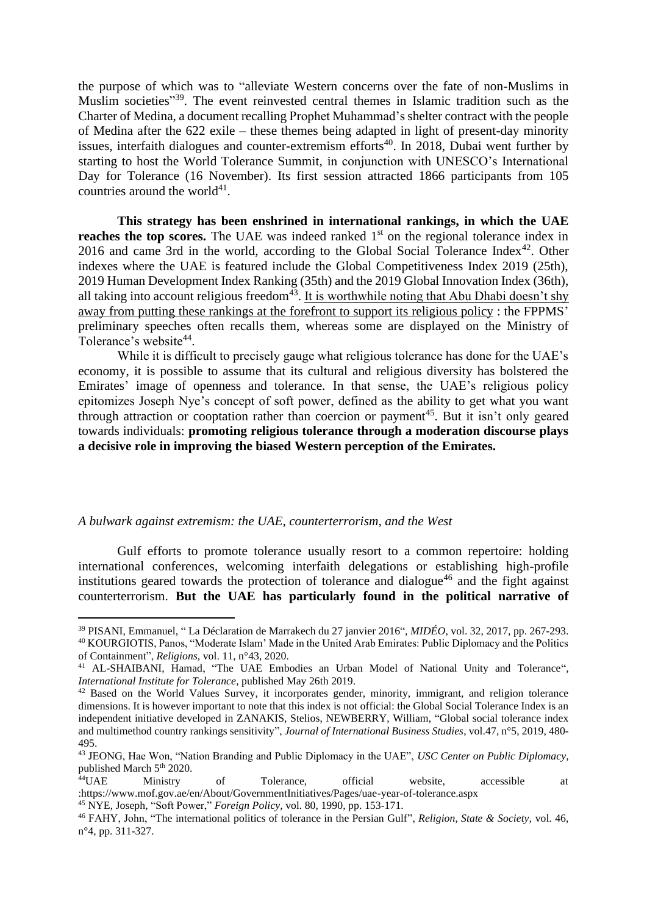the purpose of which was to "alleviate Western concerns over the fate of non-Muslims in Muslim societies"[39]. The event reinvested central themes in Islamic tradition such as the Charter of Medina, a document recalling Prophet Muhammad's shelter contract with the people of Medina after the 622 exile – these themes being adapted in light of present-day minority issues, interfaith dialogues and counter-extremism efforts[40]. In 2018, Dubai went further by starting to host the World Tolerance Summit, in conjunction with UNESCO's International Day for Tolerance (16 November). Its first session attracted 1866 participants from 105 countries around the world[41].

**This strategy has been enshrined in international rankings, in which the UAE reaches the top scores.** The UAE was indeed ranked 1st on the regional tolerance index in 2016 and came 3rd in the world, according to the Global Social Tolerance Index[42]. Other indexes where the UAE is featured include the Global Competitiveness Index 2019 (25th), 2019 Human Development Index Ranking (35th) and the 2019 Global Innovation Index (36th), all taking into account religious freedom[43]. It is worthwhile noting that Abu Dhabi doesn't shy away from putting these rankings at the forefront to support its religious policy : the FPPMS' preliminary speeches often recalls them, whereas some are displayed on the Ministry of Tolerance's website[44].

While it is difficult to precisely gauge what religious tolerance has done for the UAE's economy, it is possible to assume that its cultural and religious diversity has bolstered the Emirates' image of openness and tolerance. In that sense, the UAE's religious policy epitomizes Joseph Nye's concept of soft power, defined as the ability to get what you want through attraction or cooptation rather than coercion or payment[45]. But it isn't only geared towards individuals: **promoting religious tolerance through a moderation discourse plays a decisive role in improving the biased Western perception of the Emirates.**

*A bulwark against extremism: the UAE, counterterrorism, and the West*

Gulf efforts to promote tolerance usually resort to a common repertoire: holding international conferences, welcoming interfaith delegations or establishing high-profile institutions geared towards the protection of tolerance and dialogue[46] and the fight against counterterrorism. **But the UAE has particularly found in the political narrative of**

---

[39] PISANI, Emmanuel, " La Déclaration de Marrakech du 27 janvier 2016", *MIDÉO*, vol. 32, 2017, pp. 267-293.

[40] KOURGIOTIS, Panos, "Moderate Islam' Made in the United Arab Emirates: Public Diplomacy and the Politics of Containment", *Religions*, vol. 11, n°43, 2020.

[41] AL-SHAIBANI, Hamad, "The UAE Embodies an Urban Model of National Unity and Tolerance", *International Institute for Tolerance*, published May 26th 2019.

[42] Based on the World Values Survey, it incorporates gender, minority, immigrant, and religion tolerance dimensions. It is however important to note that this index is not official: the Global Social Tolerance Index is an independent initiative developed in ZANAKIS, Stelios, NEWBERRY, William, "Global social tolerance index and multimethod country rankings sensitivity", *Journal of International Business Studies*, vol.47, n°5, 2019, 480-495.

[43] JEONG, Hae Won, "Nation Branding and Public Diplomacy in the UAE", *USC Center on Public Diplomacy*, published March 5th 2020.

[44] UAE Ministry of Tolerance, official website, accessible at :https://www.mof.gov.ae/en/About/GovernmentInitiatives/Pages/uae-year-of-tolerance.aspx

[45] NYE, Joseph, "Soft Power," *Foreign Policy*, vol. 80, 1990, pp. 153-171.

[46] FAHY, John, "The international politics of tolerance in the Persian Gulf", *Religion, State & Society*, vol. 46, n°4, pp. 311-327.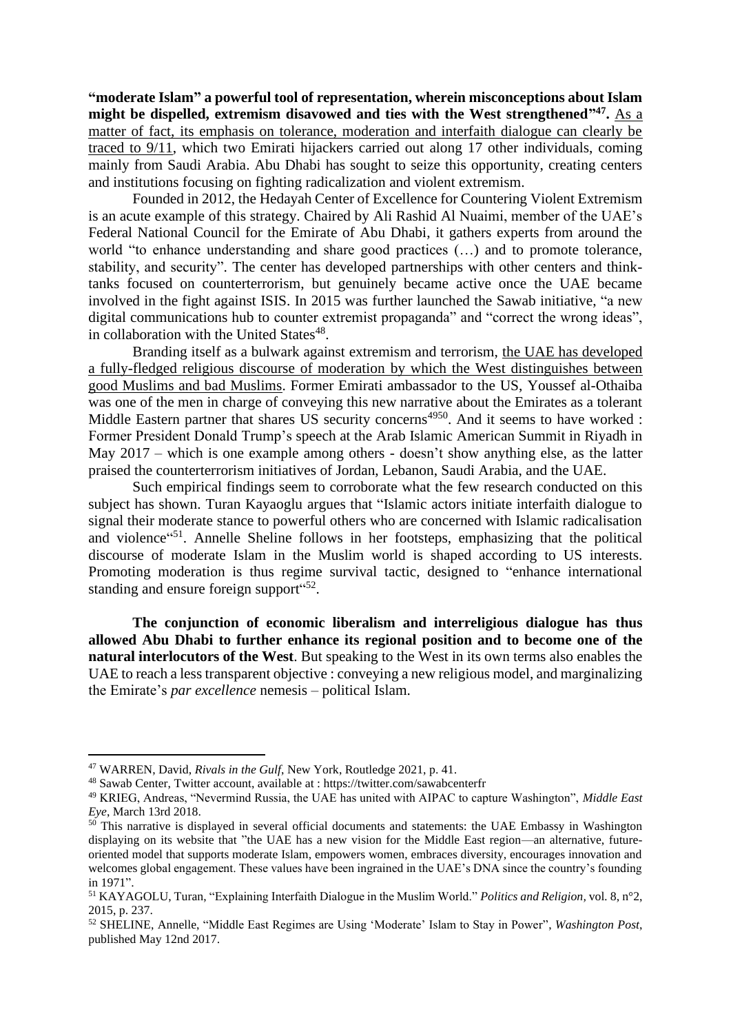**"moderate Islam" a powerful tool of representation, wherein misconceptions about Islam might be dispelled, extremism disavowed and ties with the West strengthened"[47].** As a matter of fact, its emphasis on tolerance, moderation and interfaith dialogue can clearly be traced to 9/11, which two Emirati hijackers carried out along 17 other individuals, coming mainly from Saudi Arabia. Abu Dhabi has sought to seize this opportunity, creating centers and institutions focusing on fighting radicalization and violent extremism.

Founded in 2012, the Hedayah Center of Excellence for Countering Violent Extremism is an acute example of this strategy. Chaired by Ali Rashid Al Nuaimi, member of the UAE's Federal National Council for the Emirate of Abu Dhabi, it gathers experts from around the world "to enhance understanding and share good practices (…) and to promote tolerance, stability, and security". The center has developed partnerships with other centers and think-tanks focused on counterterrorism, but genuinely became active once the UAE became involved in the fight against ISIS. In 2015 was further launched the Sawab initiative, "a new digital communications hub to counter extremist propaganda" and "correct the wrong ideas", in collaboration with the United States[48].

Branding itself as a bulwark against extremism and terrorism, the UAE has developed a fully-fledged religious discourse of moderation by which the West distinguishes between good Muslims and bad Muslims. Former Emirati ambassador to the US, Youssef al-Othaiba was one of the men in charge of conveying this new narrative about the Emirates as a tolerant Middle Eastern partner that shares US security concerns[49][50]. And it seems to have worked : Former President Donald Trump's speech at the Arab Islamic American Summit in Riyadh in May 2017 – which is one example among others - doesn't show anything else, as the latter praised the counterterrorism initiatives of Jordan, Lebanon, Saudi Arabia, and the UAE.

Such empirical findings seem to corroborate what the few research conducted on this subject has shown. Turan Kayaoglu argues that "Islamic actors initiate interfaith dialogue to signal their moderate stance to powerful others who are concerned with Islamic radicalisation and violence"[51]. Annelle Sheline follows in her footsteps, emphasizing that the political discourse of moderate Islam in the Muslim world is shaped according to US interests. Promoting moderation is thus regime survival tactic, designed to "enhance international standing and ensure foreign support"[52].

**The conjunction of economic liberalism and interreligious dialogue has thus allowed Abu Dhabi to further enhance its regional position and to become one of the natural interlocutors of the West**. But speaking to the West in its own terms also enables the UAE to reach a less transparent objective : conveying a new religious model, and marginalizing the Emirate's *par excellence* nemesis – political Islam.

---

[47] WARREN, David, *Rivals in the Gulf*, New York, Routledge 2021, p. 41.

[48] Sawab Center, Twitter account, available at : https://twitter.com/sawabcenterfr

[49] KRIEG, Andreas, "Nevermind Russia, the UAE has united with AIPAC to capture Washington", *Middle East Eye*, March 13rd 2018.

[50] This narrative is displayed in several official documents and statements: the UAE Embassy in Washington displaying on its website that "the UAE has a new vision for the Middle East region—an alternative, future-oriented model that supports moderate Islam, empowers women, embraces diversity, encourages innovation and welcomes global engagement. These values have been ingrained in the UAE's DNA since the country's founding in 1971".

[51] KAYAGOLU, Turan, "Explaining Interfaith Dialogue in the Muslim World." *Politics and Religion*, vol. 8, n°2, 2015, p. 237.

[52] SHELINE, Annelle, "Middle East Regimes are Using 'Moderate' Islam to Stay in Power", *Washington Post*, published May 12nd 2017.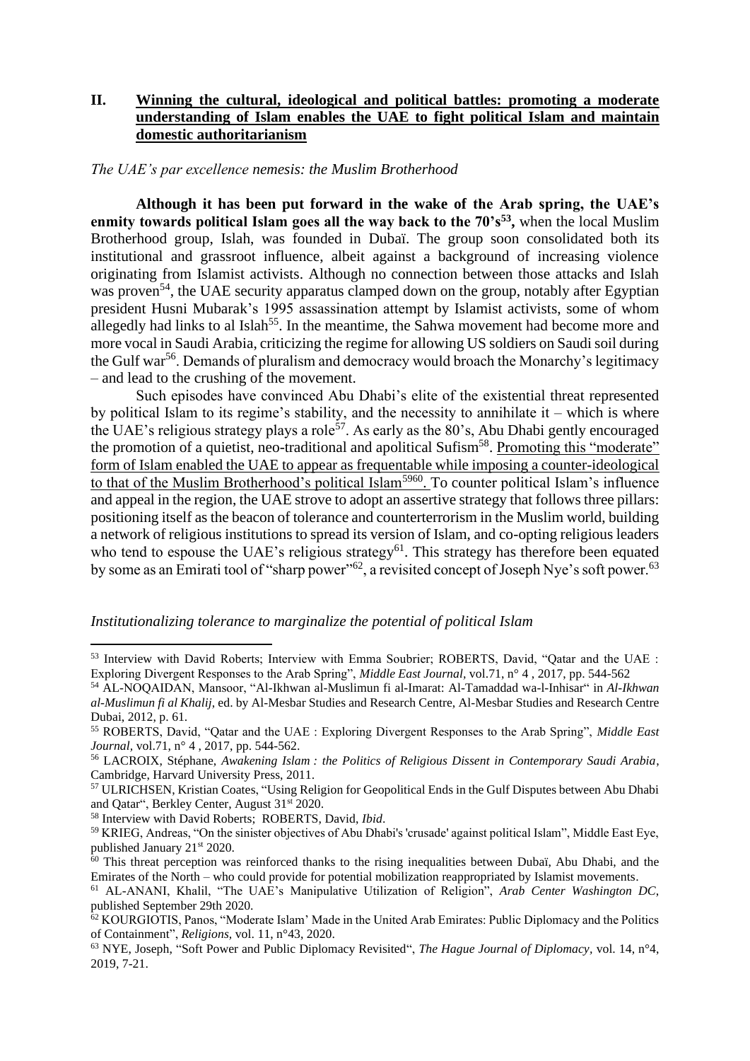## II. <u>Winning the cultural, ideological and political battles: promoting a moderate understanding of Islam enables the UAE to fight political Islam and maintain domestic authoritarianism</u>

*The UAE's par excellence nemesis: the Muslim Brotherhood*

**Although it has been put forward in the wake of the Arab spring, the UAE's enmity towards political Islam goes all the way back to the 70's[53],** when the local Muslim Brotherhood group, Islah, was founded in Dubaï. The group soon consolidated both its institutional and grassroot influence, albeit against a background of increasing violence originating from Islamist activists. Although no connection between those attacks and Islah was proven[54], the UAE security apparatus clamped down on the group, notably after Egyptian president Husni Mubarak's 1995 assassination attempt by Islamist activists, some of whom allegedly had links to al Islah[55]. In the meantime, the Sahwa movement had become more and more vocal in Saudi Arabia, criticizing the regime for allowing US soldiers on Saudi soil during the Gulf war[56]. Demands of pluralism and democracy would broach the Monarchy's legitimacy – and lead to the crushing of the movement.

Such episodes have convinced Abu Dhabi's elite of the existential threat represented by political Islam to its regime's stability, and the necessity to annihilate it – which is where the UAE's religious strategy plays a role[57]. As early as the 80's, Abu Dhabi gently encouraged the promotion of a quietist, neo-traditional and apolitical Sufism[58]. <u>Promoting this "moderate" form of Islam enabled the UAE to appear as frequentable while imposing a counter-ideological to that of the Muslim Brotherhood's political Islam[59][60].</u> To counter political Islam's influence and appeal in the region, the UAE strove to adopt an assertive strategy that follows three pillars: positioning itself as the beacon of tolerance and counterterrorism in the Muslim world, building a network of religious institutions to spread its version of Islam, and co-opting religious leaders who tend to espouse the UAE's religious strategy[61]. This strategy has therefore been equated by some as an Emirati tool of "sharp power"[62], a revisited concept of Joseph Nye's soft power.[63]

*Institutionalizing tolerance to marginalize the potential of political Islam*

---

[53] Interview with David Roberts; Interview with Emma Soubrier; ROBERTS, David, "Qatar and the UAE : Exploring Divergent Responses to the Arab Spring", *Middle East Journal,* vol.71, n° 4 , 2017, pp. 544-562

[54] AL-NOQAIDAN, Mansoor, "Al-Ikhwan al-Muslimun fi al-Imarat: Al-Tamaddad wa-l-Inhisar" in *Al-Ikhwan al-Muslimun fi al Khalij*, ed. by Al-Mesbar Studies and Research Centre, Al-Mesbar Studies and Research Centre Dubai, 2012, p. 61.

[55] ROBERTS, David, "Qatar and the UAE : Exploring Divergent Responses to the Arab Spring", *Middle East Journal,* vol.71, n° 4 , 2017, pp. 544-562.

[56] LACROIX, Stéphane, *Awakening Islam : the Politics of Religious Dissent in Contemporary Saudi Arabia*, Cambridge, Harvard University Press, 2011.

[57] ULRICHSEN, Kristian Coates, "Using Religion for Geopolitical Ends in the Gulf Disputes between Abu Dhabi and Qatar", Berkley Center, August 31st 2020.

[58] Interview with David Roberts; ROBERTS, David, *Ibid*.

[59] KRIEG, Andreas, "On the sinister objectives of Abu Dhabi's 'crusade' against political Islam", Middle East Eye, published January 21st 2020.

[60] This threat perception was reinforced thanks to the rising inequalities between Dubaï, Abu Dhabi, and the Emirates of the North – who could provide for potential mobilization reappropriated by Islamist movements.

[61] AL-ANANI, Khalil, "The UAE's Manipulative Utilization of Religion", *Arab Center Washington DC*, published September 29th 2020.

[62] KOURGIOTIS, Panos, "Moderate Islam' Made in the United Arab Emirates: Public Diplomacy and the Politics of Containment", *Religions,* vol. 11, n°43, 2020.

[63] NYE, Joseph, "Soft Power and Public Diplomacy Revisited", *The Hague Journal of Diplomacy*, vol. 14, n°4, 2019, 7-21.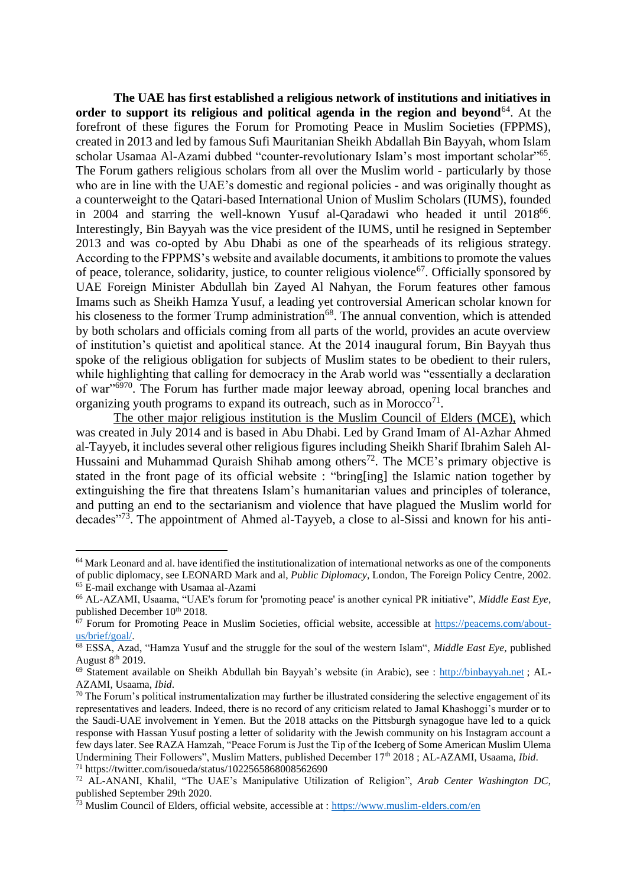**The UAE has first established a religious network of institutions and initiatives in order to support its religious and political agenda in the region and beyond**[64]. At the forefront of these figures the Forum for Promoting Peace in Muslim Societies (FPPMS), created in 2013 and led by famous Sufi Mauritanian Sheikh Abdallah Bin Bayyah, whom Islam scholar Usamaa Al-Azami dubbed "counter-revolutionary Islam's most important scholar"[65]. The Forum gathers religious scholars from all over the Muslim world - particularly by those who are in line with the UAE's domestic and regional policies - and was originally thought as a counterweight to the Qatari-based International Union of Muslim Scholars (IUMS), founded in 2004 and starring the well-known Yusuf al-Qaradawi who headed it until 2018[66]. Interestingly, Bin Bayyah was the vice president of the IUMS, until he resigned in September 2013 and was co-opted by Abu Dhabi as one of the spearheads of its religious strategy. According to the FPPMS's website and available documents, it ambitions to promote the values of peace, tolerance, solidarity, justice, to counter religious violence[67]. Officially sponsored by UAE Foreign Minister Abdullah bin Zayed Al Nahyan, the Forum features other famous Imams such as Sheikh Hamza Yusuf, a leading yet controversial American scholar known for his closeness to the former Trump administration[68]. The annual convention, which is attended by both scholars and officials coming from all parts of the world, provides an acute overview of institution's quietist and apolitical stance. At the 2014 inaugural forum, Bin Bayyah thus spoke of the religious obligation for subjects of Muslim states to be obedient to their rulers, while highlighting that calling for democracy in the Arab world was "essentially a declaration of war"[69][70]. The Forum has further made major leeway abroad, opening local branches and organizing youth programs to expand its outreach, such as in Morocco[71].

The other major religious institution is the Muslim Council of Elders (MCE), which was created in July 2014 and is based in Abu Dhabi. Led by Grand Imam of Al-Azhar Ahmed al-Tayyeb, it includes several other religious figures including Sheikh Sharif Ibrahim Saleh Al-Hussaini and Muhammad Quraish Shihab among others[72]. The MCE's primary objective is stated in the front page of its official website : "bring[ing] the Islamic nation together by extinguishing the fire that threatens Islam's humanitarian values and principles of tolerance, and putting an end to the sectarianism and violence that have plagued the Muslim world for decades"[73]. The appointment of Ahmed al-Tayyeb, a close to al-Sissi and known for his anti-

---

[64] Mark Leonard and al. have identified the institutionalization of international networks as one of the components of public diplomacy, see LEONARD Mark and al, *Public Diplomacy*, London, The Foreign Policy Centre, 2002.

[65] E-mail exchange with Usamaa al-Azami

[66] AL-AZAMI, Usaama, "UAE's forum for 'promoting peace' is another cynical PR initiative", *Middle East Eye*, published December 10th 2018.

[67] Forum for Promoting Peace in Muslim Societies, official website, accessible at https://peacems.com/about-us/brief/goal/.

[68] ESSA, Azad, "Hamza Yusuf and the struggle for the soul of the western Islam", *Middle East Eye,* published August 8th 2019.

[69] Statement available on Sheikh Abdullah bin Bayyah's website (in Arabic), see : http://binbayyah.net ; AL-AZAMI, Usaama, *Ibid*.

[70] The Forum's political instrumentalization may further be illustrated considering the selective engagement of its representatives and leaders. Indeed, there is no record of any criticism related to Jamal Khashoggi's murder or to the Saudi-UAE involvement in Yemen. But the 2018 attacks on the Pittsburgh synagogue have led to a quick response with Hassan Yusuf posting a letter of solidarity with the Jewish community on his Instagram account a few days later. See RAZA Hamzah, "Peace Forum is Just the Tip of the Iceberg of Some American Muslim Ulema Undermining Their Followers", Muslim Matters, published December 17th 2018 ; AL-AZAMI, Usaama, *Ibid*.

[71] https://twitter.com/isoueda/status/1022565868008562690

[72] AL-ANANI, Khalil, "The UAE's Manipulative Utilization of Religion", *Arab Center Washington DC*, published September 29th 2020.

[73] Muslim Council of Elders, official website, accessible at : https://www.muslim-elders.com/en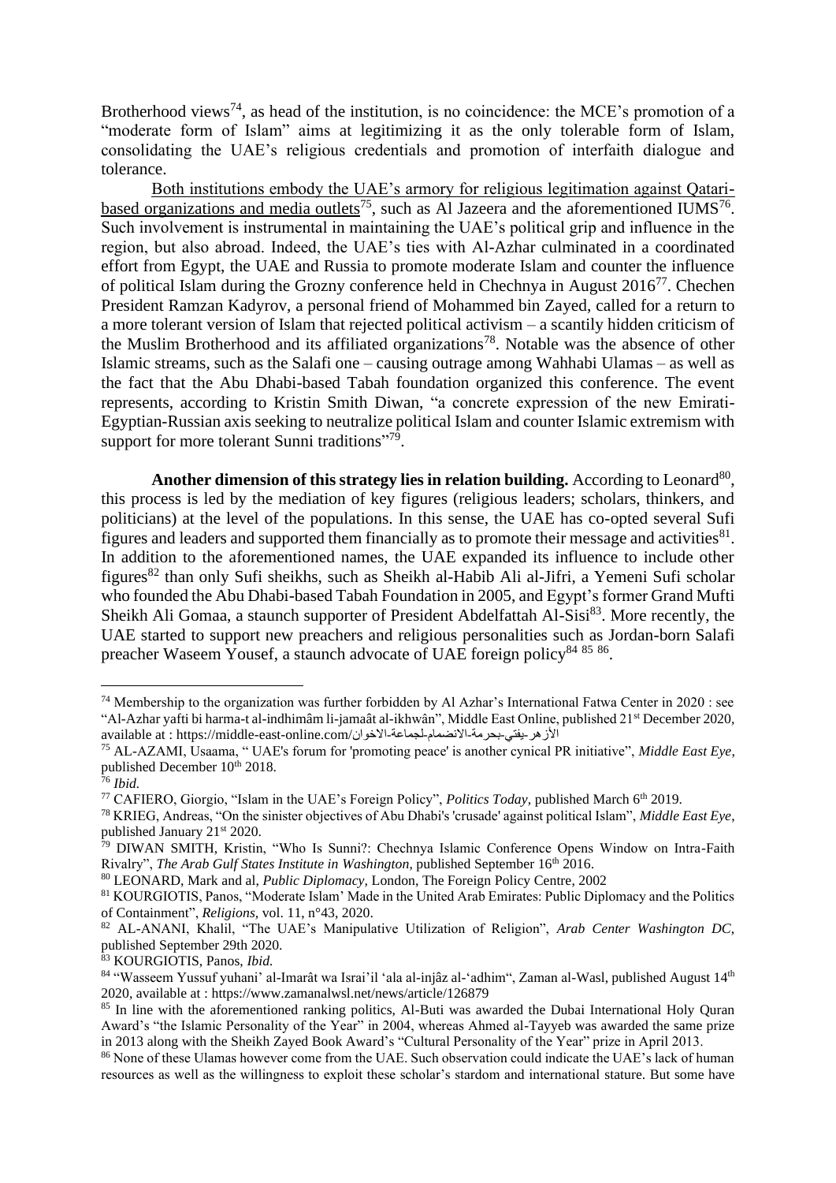Brotherhood views[74], as head of the institution, is no coincidence: the MCE's promotion of a "moderate form of Islam" aims at legitimizing it as the only tolerable form of Islam, consolidating the UAE's religious credentials and promotion of interfaith dialogue and tolerance.

Both institutions embody the UAE's armory for religious legitimation against Qatari-based organizations and media outlets[75], such as Al Jazeera and the aforementioned IUMS[76]. Such involvement is instrumental in maintaining the UAE's political grip and influence in the region, but also abroad. Indeed, the UAE's ties with Al-Azhar culminated in a coordinated effort from Egypt, the UAE and Russia to promote moderate Islam and counter the influence of political Islam during the Grozny conference held in Chechnya in August 2016[77]. Chechen President Ramzan Kadyrov, a personal friend of Mohammed bin Zayed, called for a return to a more tolerant version of Islam that rejected political activism – a scantily hidden criticism of the Muslim Brotherhood and its affiliated organizations[78]. Notable was the absence of other Islamic streams, such as the Salafi one – causing outrage among Wahhabi Ulamas – as well as the fact that the Abu Dhabi-based Tabah foundation organized this conference. The event represents, according to Kristin Smith Diwan, "a concrete expression of the new Emirati-Egyptian-Russian axis seeking to neutralize political Islam and counter Islamic extremism with support for more tolerant Sunni traditions"[79].

**Another dimension of this strategy lies in relation building.** According to Leonard[80], this process is led by the mediation of key figures (religious leaders; scholars, thinkers, and politicians) at the level of the populations. In this sense, the UAE has co-opted several Sufi figures and leaders and supported them financially as to promote their message and activities[81]. In addition to the aforementioned names, the UAE expanded its influence to include other figures[82] than only Sufi sheikhs, such as Sheikh al-Habib Ali al-Jifri, a Yemeni Sufi scholar who founded the Abu Dhabi-based Tabah Foundation in 2005, and Egypt's former Grand Mufti Sheikh Ali Gomaa, a staunch supporter of President Abdelfattah Al-Sisi[83]. More recently, the UAE started to support new preachers and religious personalities such as Jordan-born Salafi preacher Waseem Yousef, a staunch advocate of UAE foreign policy[84] [85] [86].

---

[74] Membership to the organization was further forbidden by Al Azhar's International Fatwa Center in 2020 : see "Al-Azhar yafti bi harma-t al-indhimâm li-jamaât al-ikhwân", Middle East Online, published 21st December 2020, available at : https://middle-east-online.com/الأزهر-يفتي-بحرمة-الانضمام-لجماعة-الاخوان

[75] AL-AZAMI, Usaama, " UAE's forum for 'promoting peace' is another cynical PR initiative", *Middle East Eye*, published December 10th 2018.

[76] *Ibid.*

[77] CAFIERO, Giorgio, "Islam in the UAE's Foreign Policy", *Politics Today*, published March 6th 2019.

[78] KRIEG, Andreas, "On the sinister objectives of Abu Dhabi's 'crusade' against political Islam", *Middle East Eye*, published January 21st 2020.

[79] DIWAN SMITH, Kristin, "Who Is Sunni?: Chechnya Islamic Conference Opens Window on Intra-Faith Rivalry", *The Arab Gulf States Institute in Washington*, published September 16th 2016.

[80] LEONARD, Mark and al, *Public Diplomacy*, London, The Foreign Policy Centre, 2002

[81] KOURGIOTIS, Panos, "Moderate Islam' Made in the United Arab Emirates: Public Diplomacy and the Politics of Containment", *Religions*, vol. 11, n°43, 2020.

[82] AL-ANANI, Khalil, "The UAE's Manipulative Utilization of Religion", *Arab Center Washington DC*, published September 29th 2020.

[83] KOURGIOTIS, Panos, *Ibid.*

[84] "Wasseem Yussuf yuhani' al-Imarât wa Israi'il 'ala al-injâz al-'adhim", Zaman al-Wasl, published August 14th 2020, available at : https://www.zamanalwsl.net/news/article/126879

[85] In line with the aforementioned ranking politics, Al-Buti was awarded the Dubai International Holy Quran Award's "the Islamic Personality of the Year" in 2004, whereas Ahmed al-Tayyeb was awarded the same prize in 2013 along with the Sheikh Zayed Book Award's "Cultural Personality of the Year" prize in April 2013.

[86] None of these Ulamas however come from the UAE. Such observation could indicate the UAE's lack of human resources as well as the willingness to exploit these scholar's stardom and international stature. But some have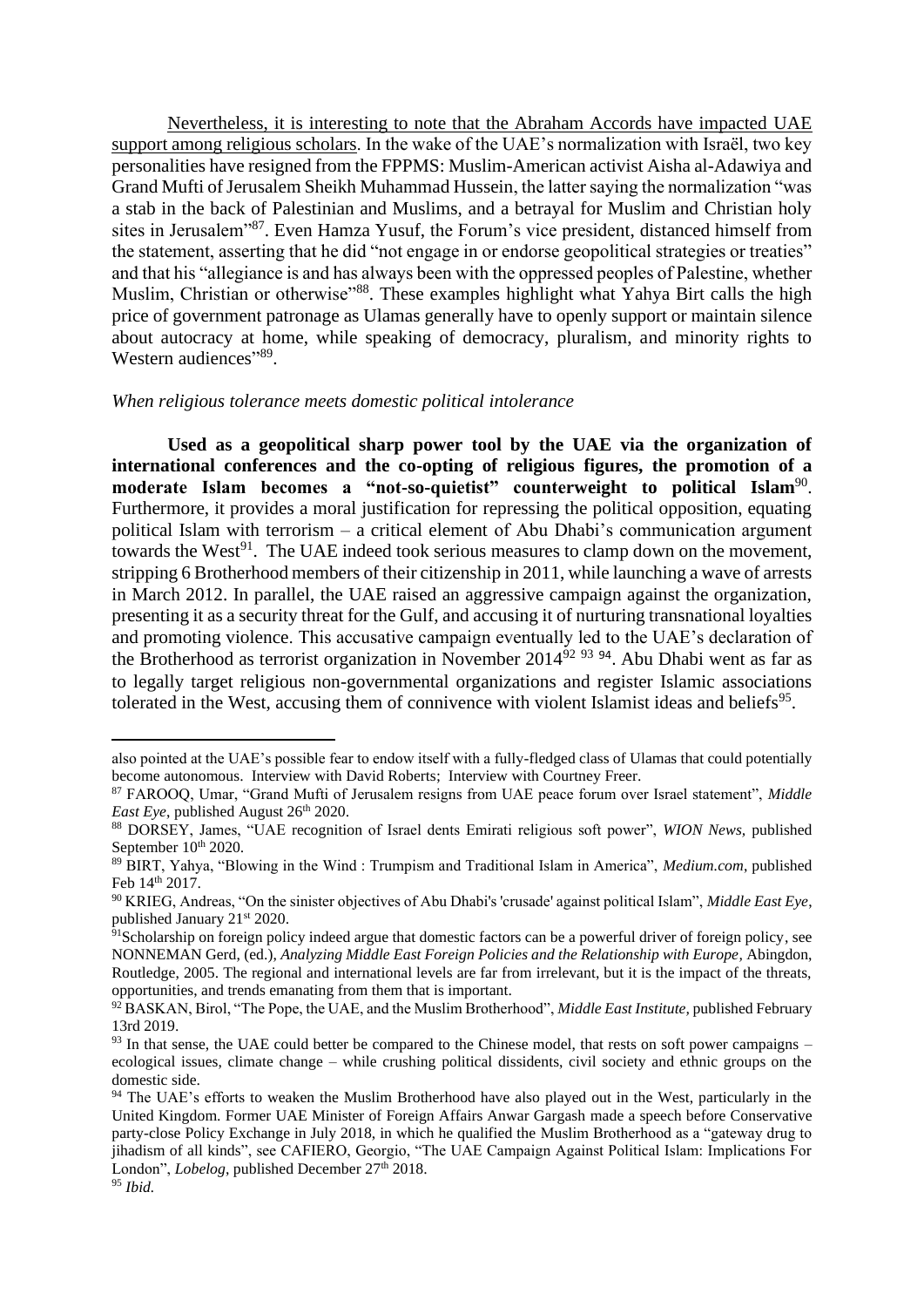Nevertheless, it is interesting to note that the Abraham Accords have impacted UAE support among religious scholars. In the wake of the UAE's normalization with Israël, two key personalities have resigned from the FPPMS: Muslim-American activist Aisha al-Adawiya and Grand Mufti of Jerusalem Sheikh Muhammad Hussein, the latter saying the normalization "was a stab in the back of Palestinian and Muslims, and a betrayal for Muslim and Christian holy sites in Jerusalem"[87]. Even Hamza Yusuf, the Forum's vice president, distanced himself from the statement, asserting that he did "not engage in or endorse geopolitical strategies or treaties" and that his "allegiance is and has always been with the oppressed peoples of Palestine, whether Muslim, Christian or otherwise"[88]. These examples highlight what Yahya Birt calls the high price of government patronage as Ulamas generally have to openly support or maintain silence about autocracy at home, while speaking of democracy, pluralism, and minority rights to Western audiences"[89].

*When religious tolerance meets domestic political intolerance*

**Used as a geopolitical sharp power tool by the UAE via the organization of international conferences and the co-opting of religious figures, the promotion of a moderate Islam becomes a "not-so-quietist" counterweight to political Islam**[90]. Furthermore, it provides a moral justification for repressing the political opposition, equating political Islam with terrorism – a critical element of Abu Dhabi's communication argument towards the West[91]. The UAE indeed took serious measures to clamp down on the movement, stripping 6 Brotherhood members of their citizenship in 2011, while launching a wave of arrests in March 2012. In parallel, the UAE raised an aggressive campaign against the organization, presenting it as a security threat for the Gulf, and accusing it of nurturing transnational loyalties and promoting violence. This accusative campaign eventually led to the UAE's declaration of the Brotherhood as terrorist organization in November 2014[92] [93] [94]. Abu Dhabi went as far as to legally target religious non-governmental organizations and register Islamic associations tolerated in the West, accusing them of connivence with violent Islamist ideas and beliefs[95].

---

also pointed at the UAE's possible fear to endow itself with a fully-fledged class of Ulamas that could potentially become autonomous. Interview with David Roberts; Interview with Courtney Freer.

[87] FAROOQ, Umar, "Grand Mufti of Jerusalem resigns from UAE peace forum over Israel statement", *Middle East Eye*, published August 26th 2020.

[88] DORSEY, James, "UAE recognition of Israel dents Emirati religious soft power", *WION News,* published September 10th 2020.

[89] BIRT, Yahya, "Blowing in the Wind : Trumpism and Traditional Islam in America", *Medium.com,* published Feb 14th 2017.

[90] KRIEG, Andreas, "On the sinister objectives of Abu Dhabi's 'crusade' against political Islam", *Middle East Eye*, published January 21st 2020.

[91] Scholarship on foreign policy indeed argue that domestic factors can be a powerful driver of foreign policy, see NONNEMAN Gerd, (ed.), *Analyzing Middle East Foreign Policies and the Relationship with Europe,* Abingdon, Routledge, 2005. The regional and international levels are far from irrelevant, but it is the impact of the threats, opportunities, and trends emanating from them that is important.

[92] BASKAN, Birol, "The Pope, the UAE, and the Muslim Brotherhood", *Middle East Institute,* published February 13rd 2019.

[93] In that sense, the UAE could better be compared to the Chinese model, that rests on soft power campaigns – ecological issues, climate change – while crushing political dissidents, civil society and ethnic groups on the domestic side.

[94] The UAE's efforts to weaken the Muslim Brotherhood have also played out in the West, particularly in the United Kingdom. Former UAE Minister of Foreign Affairs Anwar Gargash made a speech before Conservative party-close Policy Exchange in July 2018, in which he qualified the Muslim Brotherhood as a "gateway drug to jihadism of all kinds", see CAFIERO, Georgio, "The UAE Campaign Against Political Islam: Implications For London", *Lobelog,* published December 27th 2018.

[95] *Ibid.*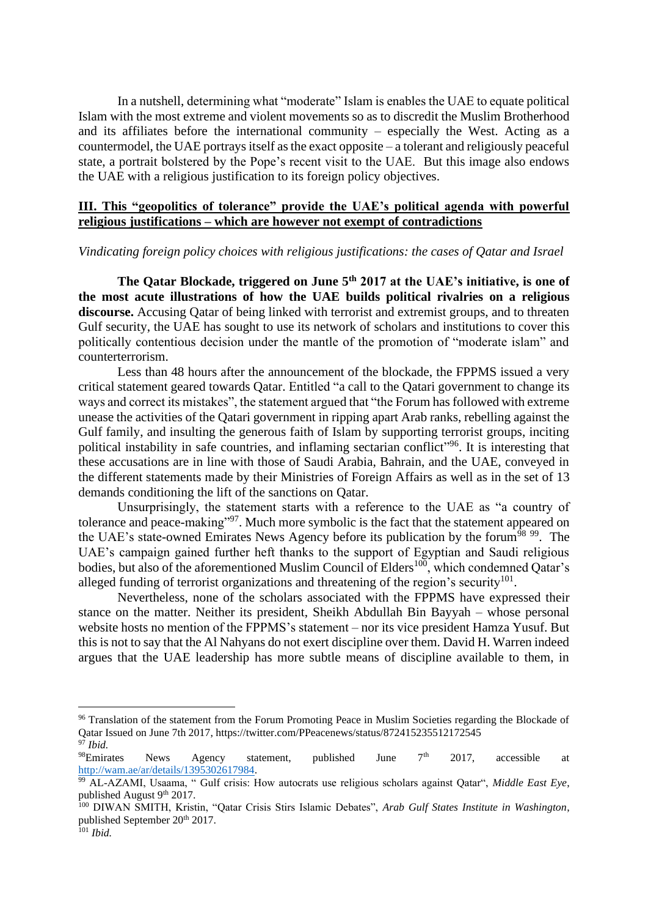In a nutshell, determining what "moderate" Islam is enables the UAE to equate political Islam with the most extreme and violent movements so as to discredit the Muslim Brotherhood and its affiliates before the international community – especially the West. Acting as a countermodel, the UAE portrays itself as the exact opposite – a tolerant and religiously peaceful state, a portrait bolstered by the Pope's recent visit to the UAE. But this image also endows the UAE with a religious justification to its foreign policy objectives.

## III. This "geopolitics of tolerance" provide the UAE's political agenda with powerful religious justifications – which are however not exempt of contradictions

*Vindicating foreign policy choices with religious justifications: the cases of Qatar and Israel*

**The Qatar Blockade, triggered on June 5th 2017 at the UAE's initiative, is one of the most acute illustrations of how the UAE builds political rivalries on a religious discourse.** Accusing Qatar of being linked with terrorist and extremist groups, and to threaten Gulf security, the UAE has sought to use its network of scholars and institutions to cover this politically contentious decision under the mantle of the promotion of "moderate islam" and counterterrorism.

Less than 48 hours after the announcement of the blockade, the FPPMS issued a very critical statement geared towards Qatar. Entitled "a call to the Qatari government to change its ways and correct its mistakes", the statement argued that "the Forum has followed with extreme unease the activities of the Qatari government in ripping apart Arab ranks, rebelling against the Gulf family, and insulting the generous faith of Islam by supporting terrorist groups, inciting political instability in safe countries, and inflaming sectarian conflict"[96]. It is interesting that these accusations are in line with those of Saudi Arabia, Bahrain, and the UAE, conveyed in the different statements made by their Ministries of Foreign Affairs as well as in the set of 13 demands conditioning the lift of the sanctions on Qatar.

Unsurprisingly, the statement starts with a reference to the UAE as "a country of tolerance and peace-making"[97]. Much more symbolic is the fact that the statement appeared on the UAE's state-owned Emirates News Agency before its publication by the forum[98] [99]. The UAE's campaign gained further heft thanks to the support of Egyptian and Saudi religious bodies, but also of the aforementioned Muslim Council of Elders[100], which condemned Qatar's alleged funding of terrorist organizations and threatening of the region's security[101].

Nevertheless, none of the scholars associated with the FPPMS have expressed their stance on the matter. Neither its president, Sheikh Abdullah Bin Bayyah – whose personal website hosts no mention of the FPPMS's statement – nor its vice president Hamza Yusuf. But this is not to say that the Al Nahyans do not exert discipline over them. David H. Warren indeed argues that the UAE leadership has more subtle means of discipline available to them, in

---

[96] Translation of the statement from the Forum Promoting Peace in Muslim Societies regarding the Blockade of Qatar Issued on June 7th 2017, https://twitter.com/PPeacenews/status/872415235512172545

[97] *Ibid.*

[98] Emirates News Agency statement, published June 7th 2017, accessible at http://wam.ae/ar/details/1395302617984.

[99] AL-AZAMI, Usaama, " Gulf crisis: How autocrats use religious scholars against Qatar", *Middle East Eye*, published August 9th 2017.

[100] DIWAN SMITH, Kristin, "Qatar Crisis Stirs Islamic Debates", *Arab Gulf States Institute in Washington*, published September 20th 2017.

[101] *Ibid.*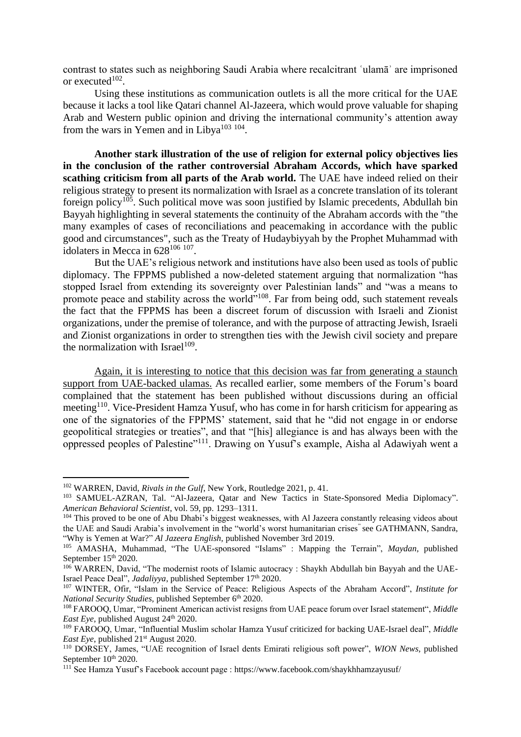contrast to states such as neighboring Saudi Arabia where recalcitrant ʿulamāʾ are imprisoned or executed[102].

Using these institutions as communication outlets is all the more critical for the UAE because it lacks a tool like Qatari channel Al-Jazeera, which would prove valuable for shaping Arab and Western public opinion and driving the international community's attention away from the wars in Yemen and in Libya[103 104].

**Another stark illustration of the use of religion for external policy objectives lies in the conclusion of the rather controversial Abraham Accords, which have sparked scathing criticism from all parts of the Arab world.** The UAE have indeed relied on their religious strategy to present its normalization with Israel as a concrete translation of its tolerant foreign policy[105]. Such political move was soon justified by Islamic precedents, Abdullah bin Bayyah highlighting in several statements the continuity of the Abraham accords with the "the many examples of cases of reconciliations and peacemaking in accordance with the public good and circumstances", such as the Treaty of Hudaybiyyah by the Prophet Muhammad with idolaters in Mecca in 628[106 107].

But the UAE's religious network and institutions have also been used as tools of public diplomacy. The FPPMS published a now-deleted statement arguing that normalization "has stopped Israel from extending its sovereignty over Palestinian lands" and "was a means to promote peace and stability across the world"[108]. Far from being odd, such statement reveals the fact that the FPPMS has been a discreet forum of discussion with Israeli and Zionist organizations, under the premise of tolerance, and with the purpose of attracting Jewish, Israeli and Zionist organizations in order to strengthen ties with the Jewish civil society and prepare the normalization with Israel[109].

<u>Again, it is interesting to notice that this decision was far from generating a staunch support from UAE-backed ulamas.</u> As recalled earlier, some members of the Forum's board complained that the statement has been published without discussions during an official meeting[110]. Vice-President Hamza Yusuf, who has come in for harsh criticism for appearing as one of the signatories of the FPPMS' statement, said that he "did not engage in or endorse geopolitical strategies or treaties", and that "[his] allegiance is and has always been with the oppressed peoples of Palestine"[111]. Drawing on Yusuf's example, Aisha al Adawiyah went a

---

[102] WARREN, David, *Rivals in the Gulf*, New York, Routledge 2021, p. 41.

[103] SAMUEL-AZRAN, Tal. "Al-Jazeera, Qatar and New Tactics in State-Sponsored Media Diplomacy". *American Behavioral Scientist*, vol. 59, pp. 1293–1311.

[104] This proved to be one of Abu Dhabi's biggest weaknesses, with Al Jazeera constantly releasing videos about the UAE and Saudi Arabia's involvement in the "world's worst humanitarian crises" see GATHMANN, Sandra, "Why is Yemen at War?" *Al Jazeera English,* published November 3rd 2019.

[105] AMASHA, Muhammad, "The UAE-sponsored "Islams" : Mapping the Terrain", *Maydan*, published September 15th 2020.

[106] WARREN, David, "The modernist roots of Islamic autocracy : Shaykh Abdullah bin Bayyah and the UAE-Israel Peace Deal", *Jadaliyya*, published September 17th 2020.

[107] WINTER, Ofir, "Islam in the Service of Peace: Religious Aspects of the Abraham Accord", *Institute for National Security Studies,* published September 6th 2020.

[108] FAROOQ, Umar, "Prominent American activist resigns from UAE peace forum over Israel statement", *Middle East Eye,* published August 24th 2020.

[109] FAROOQ, Umar, "Influential Muslim scholar Hamza Yusuf criticized for backing UAE-Israel deal", *Middle East Eye*, published 21st August 2020.

[110] DORSEY, James, "UAE recognition of Israel dents Emirati religious soft power", *WION News,* published September 10th 2020.

[111] See Hamza Yusuf's Facebook account page : https://www.facebook.com/shaykhhamzayusuf/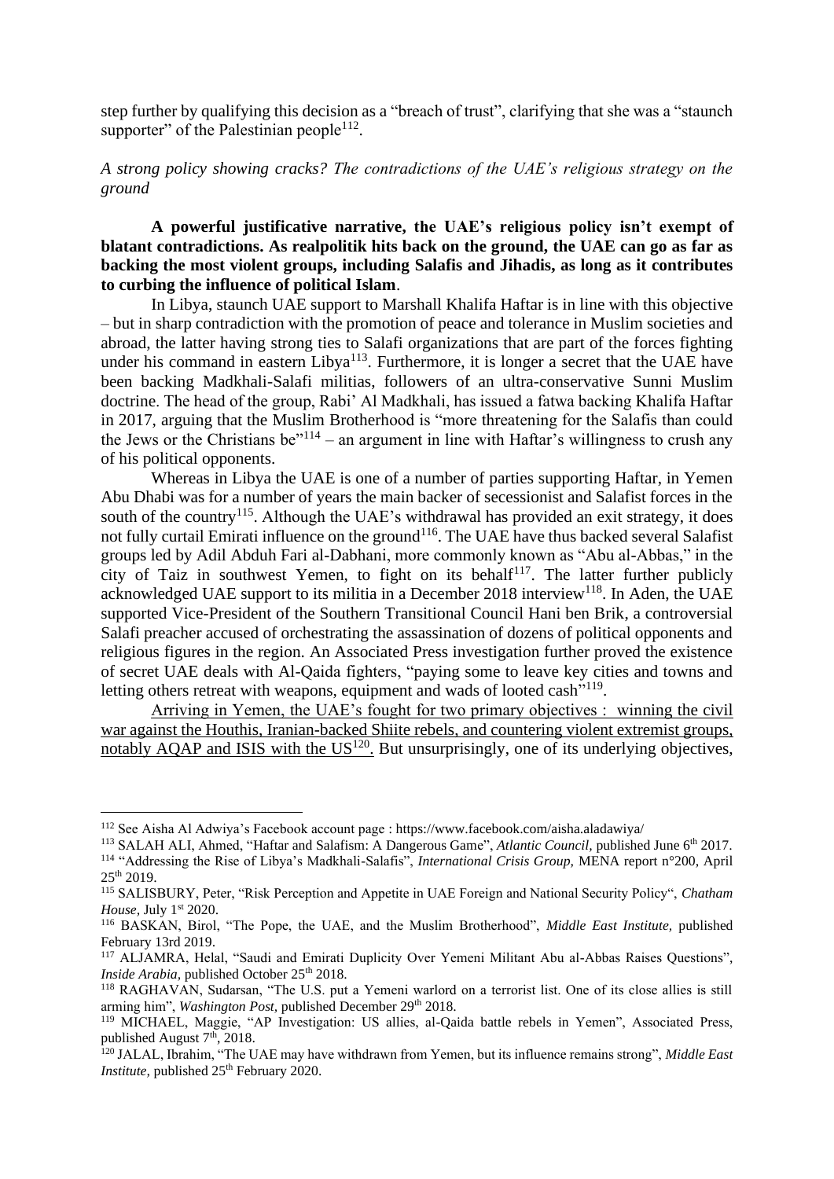step further by qualifying this decision as a "breach of trust", clarifying that she was a "staunch supporter" of the Palestinian people[112].

*A strong policy showing cracks? The contradictions of the UAE's religious strategy on the ground*

**A powerful justificative narrative, the UAE's religious policy isn't exempt of blatant contradictions. As realpolitik hits back on the ground, the UAE can go as far as backing the most violent groups, including Salafis and Jihadis, as long as it contributes to curbing the influence of political Islam**.

In Libya, staunch UAE support to Marshall Khalifa Haftar is in line with this objective – but in sharp contradiction with the promotion of peace and tolerance in Muslim societies and abroad, the latter having strong ties to Salafi organizations that are part of the forces fighting under his command in eastern Libya[113]. Furthermore, it is longer a secret that the UAE have been backing Madkhali-Salafi militias, followers of an ultra-conservative Sunni Muslim doctrine. The head of the group, Rabi' Al Madkhali, has issued a fatwa backing Khalifa Haftar in 2017, arguing that the Muslim Brotherhood is "more threatening for the Salafis than could the Jews or the Christians be"[114] – an argument in line with Haftar's willingness to crush any of his political opponents.

Whereas in Libya the UAE is one of a number of parties supporting Haftar, in Yemen Abu Dhabi was for a number of years the main backer of secessionist and Salafist forces in the south of the country[115]. Although the UAE's withdrawal has provided an exit strategy, it does not fully curtail Emirati influence on the ground[116]. The UAE have thus backed several Salafist groups led by Adil Abduh Fari al-Dabhani, more commonly known as "Abu al-Abbas," in the city of Taiz in southwest Yemen, to fight on its behalf[117]. The latter further publicly acknowledged UAE support to its militia in a December 2018 interview[118]. In Aden, the UAE supported Vice-President of the Southern Transitional Council Hani ben Brik, a controversial Salafi preacher accused of orchestrating the assassination of dozens of political opponents and religious figures in the region. An Associated Press investigation further proved the existence of secret UAE deals with Al-Qaida fighters, "paying some to leave key cities and towns and letting others retreat with weapons, equipment and wads of looted cash"[119].

<u>Arriving in Yemen, the UAE's fought for two primary objectives : winning the civil war against the Houthis, Iranian-backed Shiite rebels, and countering violent extremist groups, notably AQAP and ISIS with the US</u>[120]. But unsurprisingly, one of its underlying objectives,

---

[112] See Aisha Al Adwiya's Facebook account page : https://www.facebook.com/aisha.aladawiya/

[113] SALAH ALI, Ahmed, "Haftar and Salafism: A Dangerous Game", *Atlantic Council*, published June 6th 2017.

[114] "Addressing the Rise of Libya's Madkhali-Salafis", *International Crisis Group*, MENA report n°200, April 25th 2019.

[115] SALISBURY, Peter, "Risk Perception and Appetite in UAE Foreign and National Security Policy", *Chatham House*, July 1st 2020.

[116] BASKAN, Birol, "The Pope, the UAE, and the Muslim Brotherhood", *Middle East Institute*, published February 13rd 2019.

[117] ALJAMRA, Helal, "Saudi and Emirati Duplicity Over Yemeni Militant Abu al-Abbas Raises Questions", *Inside Arabia*, published October 25th 2018.

[118] RAGHAVAN, Sudarsan, "The U.S. put a Yemeni warlord on a terrorist list. One of its close allies is still arming him", *Washington Post*, published December 29th 2018.

[119] MICHAEL, Maggie, "AP Investigation: US allies, al-Qaida battle rebels in Yemen", Associated Press, published August 7th, 2018.

[120] JALAL, Ibrahim, "The UAE may have withdrawn from Yemen, but its influence remains strong", *Middle East Institute*, published 25th February 2020.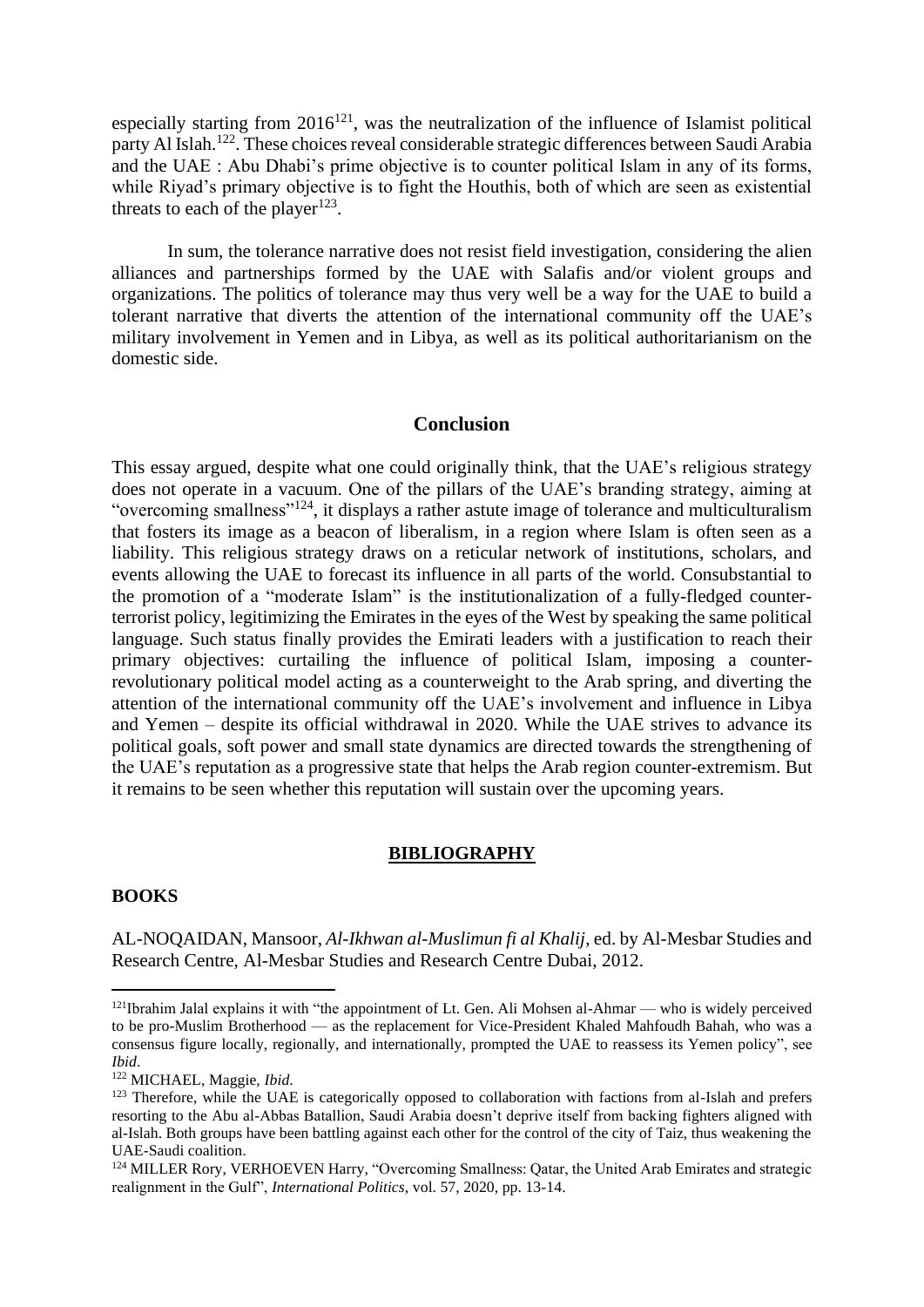especially starting from 2016[121], was the neutralization of the influence of Islamist political party Al Islah.[122]. These choices reveal considerable strategic differences between Saudi Arabia and the UAE : Abu Dhabi's prime objective is to counter political Islam in any of its forms, while Riyad's primary objective is to fight the Houthis, both of which are seen as existential threats to each of the player[123].

In sum, the tolerance narrative does not resist field investigation, considering the alien alliances and partnerships formed by the UAE with Salafis and/or violent groups and organizations. The politics of tolerance may thus very well be a way for the UAE to build a tolerant narrative that diverts the attention of the international community off the UAE's military involvement in Yemen and in Libya, as well as its political authoritarianism on the domestic side.

## Conclusion

This essay argued, despite what one could originally think, that the UAE's religious strategy does not operate in a vacuum. One of the pillars of the UAE's branding strategy, aiming at "overcoming smallness"[124], it displays a rather astute image of tolerance and multiculturalism that fosters its image as a beacon of liberalism, in a region where Islam is often seen as a liability. This religious strategy draws on a reticular network of institutions, scholars, and events allowing the UAE to forecast its influence in all parts of the world. Consubstantial to the promotion of a "moderate Islam" is the institutionalization of a fully-fledged counter-terrorist policy, legitimizing the Emirates in the eyes of the West by speaking the same political language. Such status finally provides the Emirati leaders with a justification to reach their primary objectives: curtailing the influence of political Islam, imposing a counter-revolutionary political model acting as a counterweight to the Arab spring, and diverting the attention of the international community off the UAE's involvement and influence in Libya and Yemen – despite its official withdrawal in 2020. While the UAE strives to advance its political goals, soft power and small state dynamics are directed towards the strengthening of the UAE's reputation as a progressive state that helps the Arab region counter-extremism. But it remains to be seen whether this reputation will sustain over the upcoming years.

## BIBLIOGRAPHY

### BOOKS

AL-NOQAIDAN, Mansoor, *Al-Ikhwan al-Muslimun fi al Khalij*, ed. by Al-Mesbar Studies and Research Centre, Al-Mesbar Studies and Research Centre Dubai, 2012.

---

[121] Ibrahim Jalal explains it with "the appointment of Lt. Gen. Ali Mohsen al-Ahmar — who is widely perceived to be pro-Muslim Brotherhood — as the replacement for Vice-President Khaled Mahfoudh Bahah, who was a consensus figure locally, regionally, and internationally, prompted the UAE to reassess its Yemen policy", see *Ibid*.

[122] MICHAEL, Maggie, *Ibid*.

[123] Therefore, while the UAE is categorically opposed to collaboration with factions from al-Islah and prefers resorting to the Abu al-Abbas Batallion, Saudi Arabia doesn't deprive itself from backing fighters aligned with al-Islah. Both groups have been battling against each other for the control of the city of Taiz, thus weakening the UAE-Saudi coalition.

[124] MILLER Rory, VERHOEVEN Harry, "Overcoming Smallness: Qatar, the United Arab Emirates and strategic realignment in the Gulf", *International Politics*, vol. 57, 2020, pp. 13-14.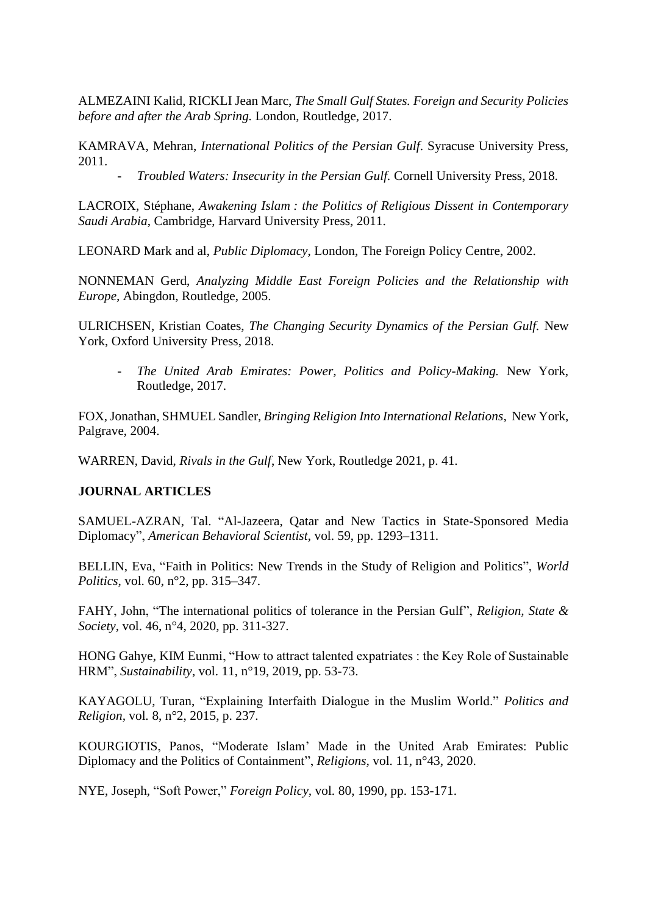ALMEZAINI Kalid, RICKLI Jean Marc, *The Small Gulf States. Foreign and Security Policies before and after the Arab Spring.* London, Routledge, 2017.

KAMRAVA, Mehran, *International Politics of the Persian Gulf*. Syracuse University Press, 2011.

- *Troubled Waters: Insecurity in the Persian Gulf.* Cornell University Press, 2018.

LACROIX, Stéphane, *Awakening Islam : the Politics of Religious Dissent in Contemporary Saudi Arabia*, Cambridge, Harvard University Press, 2011.

LEONARD Mark and al, *Public Diplomacy*, London, The Foreign Policy Centre, 2002.

NONNEMAN Gerd, *Analyzing Middle East Foreign Policies and the Relationship with Europe*, Abingdon, Routledge, 2005.

ULRICHSEN, Kristian Coates, *The Changing Security Dynamics of the Persian Gulf.* New York, Oxford University Press, 2018.

- *The United Arab Emirates: Power, Politics and Policy-Making.* New York, Routledge, 2017.

FOX, Jonathan, SHMUEL Sandler, *Bringing Religion Into International Relations*, New York, Palgrave, 2004.

WARREN, David, *Rivals in the Gulf*, New York, Routledge 2021, p. 41.

**JOURNAL ARTICLES**

SAMUEL-AZRAN, Tal. "Al-Jazeera, Qatar and New Tactics in State-Sponsored Media Diplomacy", *American Behavioral Scientist*, vol. 59, pp. 1293–1311.

BELLIN, Eva, "Faith in Politics: New Trends in the Study of Religion and Politics", *World Politics*, vol. 60, n°2, pp. 315–347.

FAHY, John, "The international politics of tolerance in the Persian Gulf", *Religion, State & Society*, vol. 46, n°4, 2020, pp. 311-327.

HONG Gahye, KIM Eunmi, "How to attract talented expatriates : the Key Role of Sustainable HRM", *Sustainability*, vol. 11, n°19, 2019, pp. 53-73.

KAYAGOLU, Turan, "Explaining Interfaith Dialogue in the Muslim World." *Politics and Religion*, vol. 8, n°2, 2015, p. 237.

KOURGIOTIS, Panos, "Moderate Islam' Made in the United Arab Emirates: Public Diplomacy and the Politics of Containment", *Religions*, vol. 11, n°43, 2020.

NYE, Joseph, "Soft Power," *Foreign Policy*, vol. 80, 1990, pp. 153-171.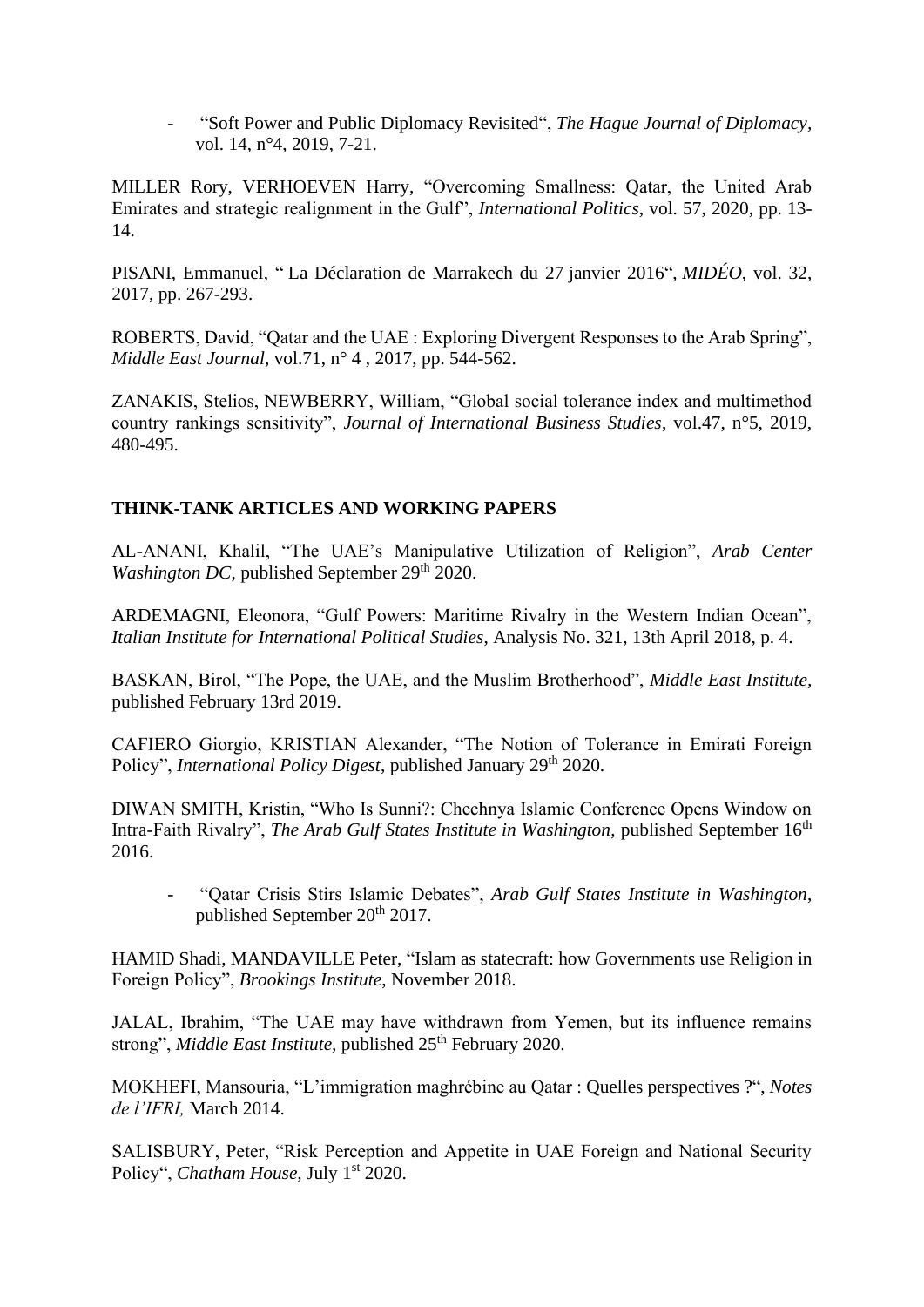- "Soft Power and Public Diplomacy Revisited", *The Hague Journal of Diplomacy*, vol. 14, n°4, 2019, 7-21.

MILLER Rory, VERHOEVEN Harry, "Overcoming Smallness: Qatar, the United Arab Emirates and strategic realignment in the Gulf", *International Politics*, vol. 57, 2020, pp. 13-14.

PISANI, Emmanuel, " La Déclaration de Marrakech du 27 janvier 2016", *MIDÉO*, vol. 32, 2017, pp. 267-293.

ROBERTS, David, "Qatar and the UAE : Exploring Divergent Responses to the Arab Spring", *Middle East Journal*, vol.71, n° 4 , 2017, pp. 544-562.

ZANAKIS, Stelios, NEWBERRY, William, "Global social tolerance index and multimethod country rankings sensitivity", *Journal of International Business Studies*, vol.47, n°5, 2019, 480-495.

## THINK-TANK ARTICLES AND WORKING PAPERS

AL-ANANI, Khalil, "The UAE's Manipulative Utilization of Religion", *Arab Center Washington DC*, published September 29th 2020.

ARDEMAGNI, Eleonora, "Gulf Powers: Maritime Rivalry in the Western Indian Ocean", *Italian Institute for International Political Studies*, Analysis No. 321, 13th April 2018, p. 4.

BASKAN, Birol, "The Pope, the UAE, and the Muslim Brotherhood", *Middle East Institute*, published February 13rd 2019.

CAFIERO Giorgio, KRISTIAN Alexander, "The Notion of Tolerance in Emirati Foreign Policy", *International Policy Digest*, published January 29th 2020.

DIWAN SMITH, Kristin, "Who Is Sunni?: Chechnya Islamic Conference Opens Window on Intra-Faith Rivalry", *The Arab Gulf States Institute in Washington*, published September 16th 2016.

- "Qatar Crisis Stirs Islamic Debates", *Arab Gulf States Institute in Washington*, published September 20th 2017.

HAMID Shadi, MANDAVILLE Peter, "Islam as statecraft: how Governments use Religion in Foreign Policy", *Brookings Institute*, November 2018.

JALAL, Ibrahim, "The UAE may have withdrawn from Yemen, but its influence remains strong", *Middle East Institute*, published 25th February 2020.

MOKHEFI, Mansouria, "L'immigration maghrébine au Qatar : Quelles perspectives ?", *Notes de l'IFRI,* March 2014.

SALISBURY, Peter, "Risk Perception and Appetite in UAE Foreign and National Security Policy", *Chatham House*, July 1st 2020.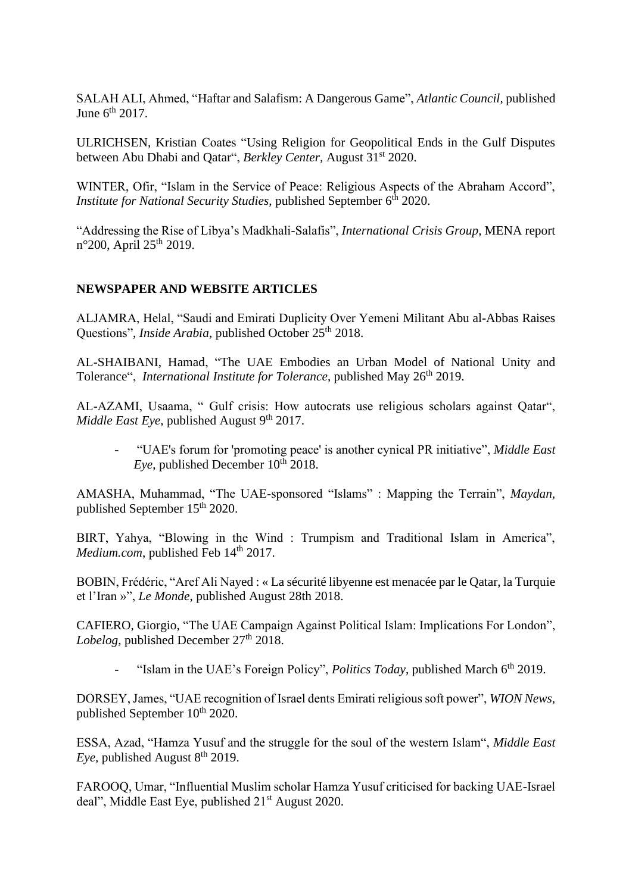SALAH ALI, Ahmed, “Haftar and Salafism: A Dangerous Game”, *Atlantic Council*, published June 6th 2017.

ULRICHSEN, Kristian Coates “Using Religion for Geopolitical Ends in the Gulf Disputes between Abu Dhabi and Qatar“, *Berkley Center,* August 31st 2020.

WINTER, Ofir, “Islam in the Service of Peace: Religious Aspects of the Abraham Accord”, *Institute for National Security Studies*, published September 6th 2020.

“Addressing the Rise of Libya’s Madkhali-Salafis”, *International Crisis Group*, MENA report n°200, April 25th 2019.

**NEWSPAPER AND WEBSITE ARTICLES**

ALJAMRA, Helal, “Saudi and Emirati Duplicity Over Yemeni Militant Abu al-Abbas Raises Questions”, *Inside Arabia,* published October 25th 2018.

AL-SHAIBANI, Hamad, “The UAE Embodies an Urban Model of National Unity and Tolerance“, *International Institute for Tolerance*, published May 26th 2019.

AL-AZAMI, Usaama, “ Gulf crisis: How autocrats use religious scholars against Qatar“, *Middle East Eye,* published August 9th 2017.

- “UAE's forum for 'promoting peace' is another cynical PR initiative”, *Middle East Eye*, published December 10th 2018.

AMASHA, Muhammad, “The UAE-sponsored “Islams” : Mapping the Terrain”, *Maydan,* published September 15th 2020.

BIRT, Yahya, “Blowing in the Wind : Trumpism and Traditional Islam in America”, *Medium.com*, published Feb 14th 2017.

BOBIN, Frédéric, “Aref Ali Nayed : « La sécurité libyenne est menacée par le Qatar, la Turquie et l’Iran »”, *Le Monde,* published August 28th 2018.

CAFIERO, Giorgio, “The UAE Campaign Against Political Islam: Implications For London”, *Lobelog*, published December 27th 2018.

- “Islam in the UAE’s Foreign Policy”, *Politics Today*, published March 6th 2019.

DORSEY, James, “UAE recognition of Israel dents Emirati religious soft power”, *WION News,* published September 10th 2020.

ESSA, Azad, “Hamza Yusuf and the struggle for the soul of the western Islam“, *Middle East Eye,* published August 8th 2019.

FAROOQ, Umar, “Influential Muslim scholar Hamza Yusuf criticised for backing UAE-Israel deal”, Middle East Eye, published 21st August 2020.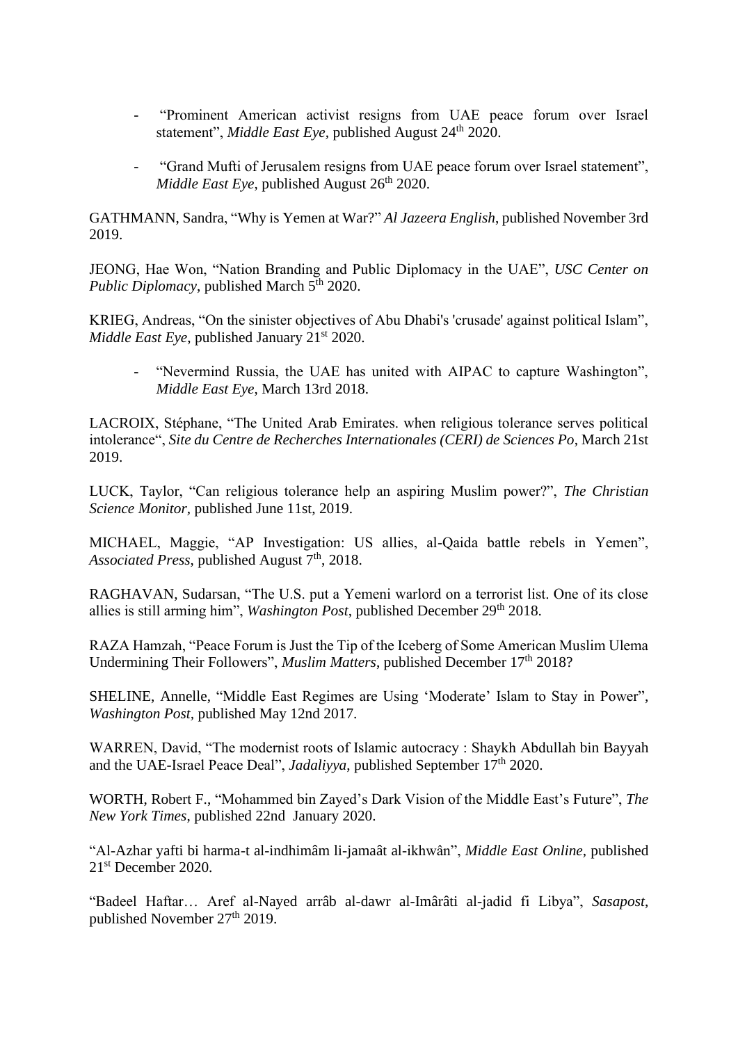- "Prominent American activist resigns from UAE peace forum over Israel statement", *Middle East Eye*, published August 24th 2020.

- "Grand Mufti of Jerusalem resigns from UAE peace forum over Israel statement", *Middle East Eye*, published August 26th 2020.

GATHMANN, Sandra, "Why is Yemen at War?" *Al Jazeera English*, published November 3rd 2019.

JEONG, Hae Won, "Nation Branding and Public Diplomacy in the UAE", *USC Center on Public Diplomacy*, published March 5th 2020.

KRIEG, Andreas, "On the sinister objectives of Abu Dhabi's 'crusade' against political Islam", *Middle East Eye*, published January 21st 2020.

- "Nevermind Russia, the UAE has united with AIPAC to capture Washington", *Middle East Eye*, March 13rd 2018.

LACROIX, Stéphane, "The United Arab Emirates. when religious tolerance serves political intolerance", *Site du Centre de Recherches Internationales (CERI) de Sciences Po*, March 21st 2019.

LUCK, Taylor, "Can religious tolerance help an aspiring Muslim power?", *The Christian Science Monitor*, published June 11st, 2019.

MICHAEL, Maggie, "AP Investigation: US allies, al-Qaida battle rebels in Yemen", *Associated Press*, published August 7th, 2018.

RAGHAVAN, Sudarsan, "The U.S. put a Yemeni warlord on a terrorist list. One of its close allies is still arming him", *Washington Post*, published December 29th 2018.

RAZA Hamzah, "Peace Forum is Just the Tip of the Iceberg of Some American Muslim Ulema Undermining Their Followers", *Muslim Matters*, published December 17th 2018?

SHELINE, Annelle, "Middle East Regimes are Using 'Moderate' Islam to Stay in Power", *Washington Post*, published May 12nd 2017.

WARREN, David, "The modernist roots of Islamic autocracy : Shaykh Abdullah bin Bayyah and the UAE-Israel Peace Deal", *Jadaliyya*, published September 17th 2020.

WORTH, Robert F., "Mohammed bin Zayed's Dark Vision of the Middle East's Future", *The New York Times*, published 22nd January 2020.

"Al-Azhar yafti bi harma-t al-indhimâm li-jamaât al-ikhwân", *Middle East Online*, published 21st December 2020.

"Badeel Haftar… Aref al-Nayed arrâb al-dawr al-Imârâti al-jadid fi Libya", *Sasapost*, published November 27th 2019.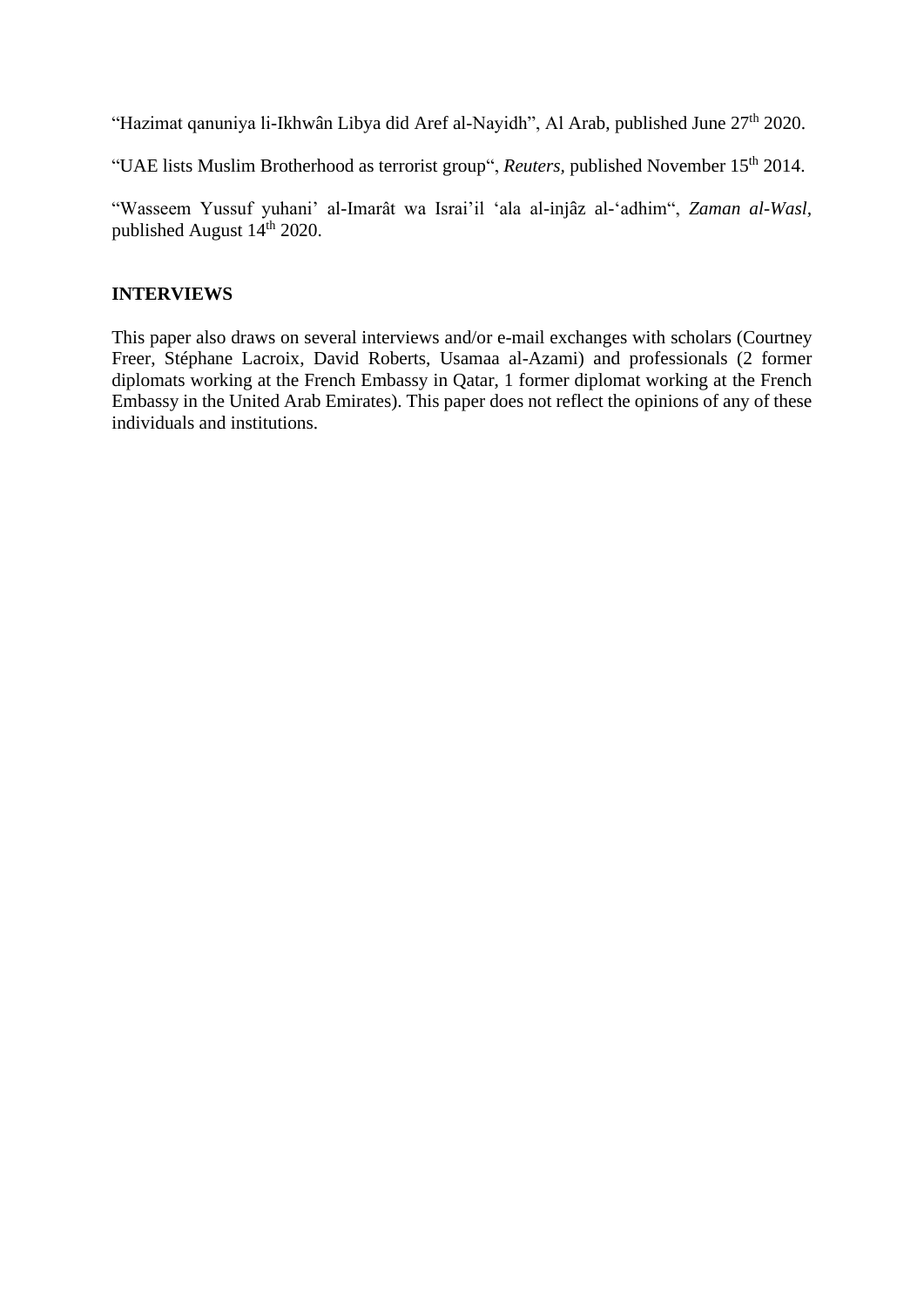"Hazimat qanuniya li-Ikhwân Libya did Aref al-Nayidh", Al Arab, published June 27th 2020.

"UAE lists Muslim Brotherhood as terrorist group", *Reuters*, published November 15th 2014.

"Wasseem Yussuf yuhani' al-Imarât wa Israi'il 'ala al-injâz al-'adhim", *Zaman al-Wasl*, published August 14th 2020.

**INTERVIEWS**

This paper also draws on several interviews and/or e-mail exchanges with scholars (Courtney Freer, Stéphane Lacroix, David Roberts, Usamaa al-Azami) and professionals (2 former diplomats working at the French Embassy in Qatar, 1 former diplomat working at the French Embassy in the United Arab Emirates). This paper does not reflect the opinions of any of these individuals and institutions.